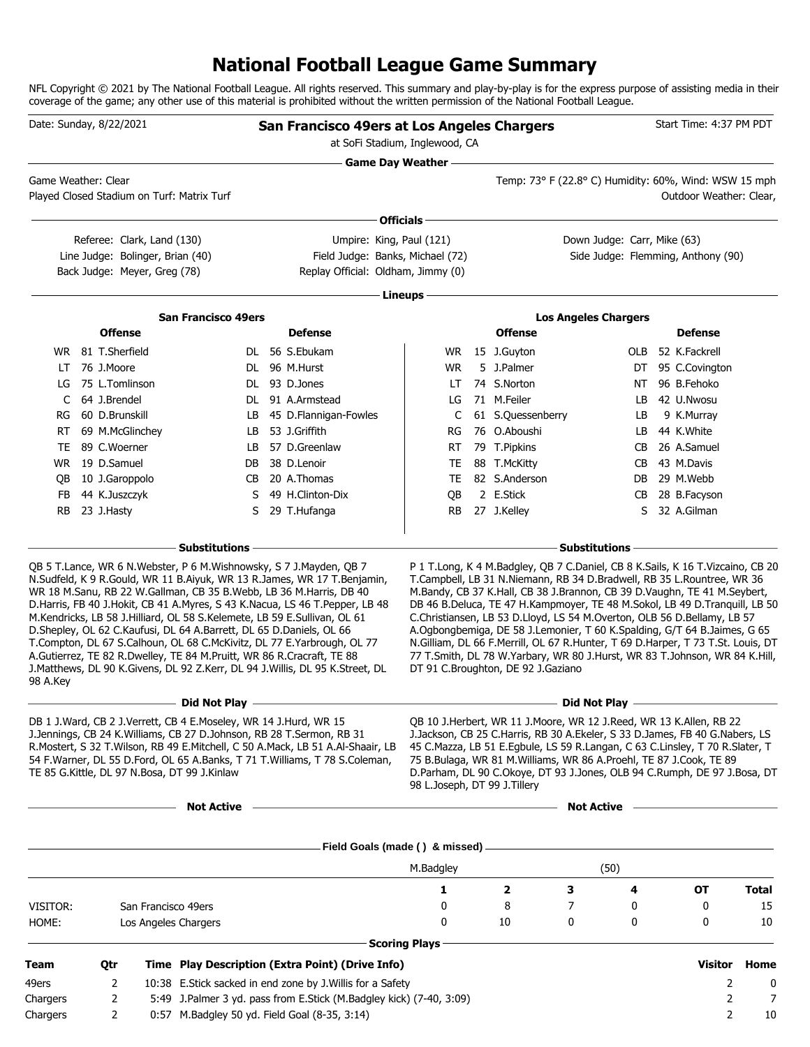# National Football League Game Summary

NFL Copyright © 2021 by The National Football League. All rights reserved. This summary and play-by-play is for the express purpose of assisting media in their coverage of the game; any other use of this material is prohibited without the written permission of the National Football League.

Date: Sunday, 8/22/2021

**San Francisco 49ers at Los Angeles Chargers**

at SoFi Stadium, Inglewood, CA

Start Time: 4:37 PM PDT

## Game Day Weather

Game Weather: Clear

Played Closed Stadium on Turf: Matrix Turf

Temp: 73° F (22.8° C) Humidity: 60%, Wind: WSW 15 mph

Outdoor Weather: Clear,

## Officials

| | | |
|---|---|---|
| Referee: Clark, Land (130) | Umpire: King, Paul (121) | Down Judge: Carr, Mike (63) |
| Line Judge: Bolinger, Brian (40) | Field Judge: Banks, Michael (72) | Side Judge: Flemming, Anthony (90) |
| Back Judge: Meyer, Greg (78) | Replay Official: Oldham, Jimmy (0) | |

## Lineups

### San Francisco 49ers

| Offense | | | Defense | | |
|---|---|---|---|---|---|
| WR | 81 | T.Sherfield | DL | 56 | S.Ebukam |
| LT | 76 | J.Moore | DL | 96 | M.Hurst |
| LG | 75 | L.Tomlinson | DL | 93 | D.Jones |
| C | 64 | J.Brendel | DL | 91 | A.Armstead |
| RG | 60 | D.Brunskill | LB | 45 | D.Flannigan-Fowles |
| RT | 69 | M.McGlinchey | LB | 53 | J.Griffith |
| TE | 89 | C.Woerner | LB | 57 | D.Greenlaw |
| WR | 19 | D.Samuel | DB | 38 | D.Lenoir |
| QB | 10 | J.Garoppolo | CB | 20 | A.Thomas |
| FB | 44 | K.Juszczyk | S | 49 | H.Clinton-Dix |
| RB | 23 | J.Hasty | S | 29 | T.Hufanga |

### Los Angeles Chargers

| Offense | | | Defense | | |
|---|---|---|---|---|---|
| WR | 15 | J.Guyton | OLB | 52 | K.Fackrell |
| WR | 5 | J.Palmer | DT | 95 | C.Covington |
| LT | 74 | S.Norton | NT | 96 | B.Fehoko |
| LG | 71 | M.Feiler | LB | 42 | U.Nwosu |
| C | 61 | S.Quessenberry | LB | 9 | K.Murray |
| RG | 76 | O.Aboushi | LB | 44 | K.White |
| RT | 79 | T.Pipkins | CB | 26 | A.Samuel |
| TE | 88 | T.McKitty | CB | 43 | M.Davis |
| TE | 82 | S.Anderson | DB | 29 | M.Webb |
| QB | 2 | E.Stick | CB | 28 | B.Facyson |
| RB | 27 | J.Kelley | S | 32 | A.Gilman |

## Substitutions

**San Francisco 49ers:** QB 5 T.Lance, WR 6 N.Webster, P 6 M.Wishnowsky, S 7 J.Mayden, QB 7 N.Sudfeld, K 9 R.Gould, WR 11 B.Aiyuk, WR 13 R.James, WR 17 T.Benjamin, WR 18 M.Sanu, RB 22 W.Gallman, CB 35 B.Webb, LB 36 M.Harris, DB 40 D.Harris, FB 40 J.Hokit, CB 41 A.Myres, S 43 K.Nacua, LS 46 T.Pepper, LB 48 M.Kendricks, LB 58 J.Hilliard, OL 58 S.Kelemete, LB 59 E.Sullivan, OL 61 D.Shepley, OL 62 C.Kaufusi, DL 64 A.Barrett, DL 65 D.Daniels, OL 66 T.Compton, OL 67 S.Calhoun, OL 68 C.McKivitz, DL 77 E.Yarbrough, OL 77 A.Gutierrez, TE 82 R.Dwelley, TE 84 M.Pruitt, WR 86 R.Cracraft, TE 88 J.Matthews, DL 90 K.Givens, DL 92 Z.Kerr, DL 94 J.Willis, DL 95 K.Street, DL 98 A.Key

**Los Angeles Chargers:** P 1 T.Long, K 4 M.Badgley, QB 7 C.Daniel, CB 8 K.Sails, K 16 T.Vizcaino, CB 20 T.Campbell, LB 31 N.Niemann, RB 34 D.Bradwell, RB 35 L.Rountree, WR 36 M.Bandy, CB 37 K.Hall, CB 38 J.Brannon, CB 39 D.Vaughn, TE 41 M.Seybert, DB 46 B.Deluca, TE 47 H.Kampmoyer, TE 48 M.Sokol, LB 49 D.Tranquill, LB 50 C.Christiansen, LB 53 D.Lloyd, LS 54 M.Overton, OLB 56 D.Bellamy, LB 57 A.Ogbongbemiga, DE 58 J.Lemonier, T 60 K.Spalding, G/T 64 B.Jaimes, G 65 N.Gilliam, DL 66 F.Merrill, OL 67 R.Hunter, T 69 D.Harper, T 73 T.St. Louis, DT 77 T.Smith, DL 78 W.Yarbary, WR 80 J.Hurst, WR 83 T.Johnson, WR 84 K.Hill, DT 91 C.Broughton, DE 92 J.Gaziano

## Did Not Play

**San Francisco 49ers:** DB 1 J.Ward, CB 2 J.Verrett, CB 4 E.Moseley, WR 14 J.Hurd, WR 15 J.Jennings, CB 24 K.Williams, CB 27 D.Johnson, RB 28 T.Sermon, RB 31 R.Mostert, S 32 T.Wilson, RB 49 E.Mitchell, C 50 A.Mack, LB 51 A.Al-Shaair, LB 54 F.Warner, DL 55 D.Ford, OL 65 A.Banks, T 71 T.Williams, T 78 S.Coleman, TE 85 G.Kittle, DL 97 N.Bosa, DT 99 J.Kinlaw

**Los Angeles Chargers:** QB 10 J.Herbert, WR 11 J.Moore, WR 12 J.Reed, WR 13 K.Allen, RB 22 J.Jackson, CB 25 C.Harris, RB 30 A.Ekeler, S 33 D.James, FB 40 G.Nabers, LS 45 C.Mazza, LB 51 E.Egbule, LS 59 R.Langan, C 63 C.Linsley, T 70 R.Slater, T 75 B.Bulaga, WR 81 M.Williams, WR 86 A.Proehl, TE 87 J.Cook, TE 89 D.Parham, DL 90 C.Okoye, DT 93 J.Jones, OLB 94 C.Rumph, DE 97 J.Bosa, DT 98 L.Joseph, DT 99 J.Tillery

## Not Active

**San Francisco 49ers:**

**Los Angeles Chargers:**

## Field Goals (made ( ) & missed)

M.Badgley (50)

| | | 1 | 2 | 3 | 4 | OT | Total |
|---|---|---|---|---|---|---|---|
| VISITOR: | San Francisco 49ers | 0 | 8 | 7 | 0 | 0 | 15 |
| HOME: | Los Angeles Chargers | 0 | 10 | 0 | 0 | 0 | 10 |

## Scoring Plays

| Team | Qtr | Time | Play Description (Extra Point) (Drive Info) | Visitor | Home |
|---|---|---|---|---|---|
| 49ers | 2 | 10:38 | E.Stick sacked in end zone by J.Willis for a Safety | 2 | 0 |
| Chargers | 2 | 5:49 | J.Palmer 3 yd. pass from E.Stick (M.Badgley kick) (7-40, 3:09) | 2 | 7 |
| Chargers | 2 | 0:57 | M.Badgley 50 yd. Field Goal (8-35, 3:14) | 2 | 10 |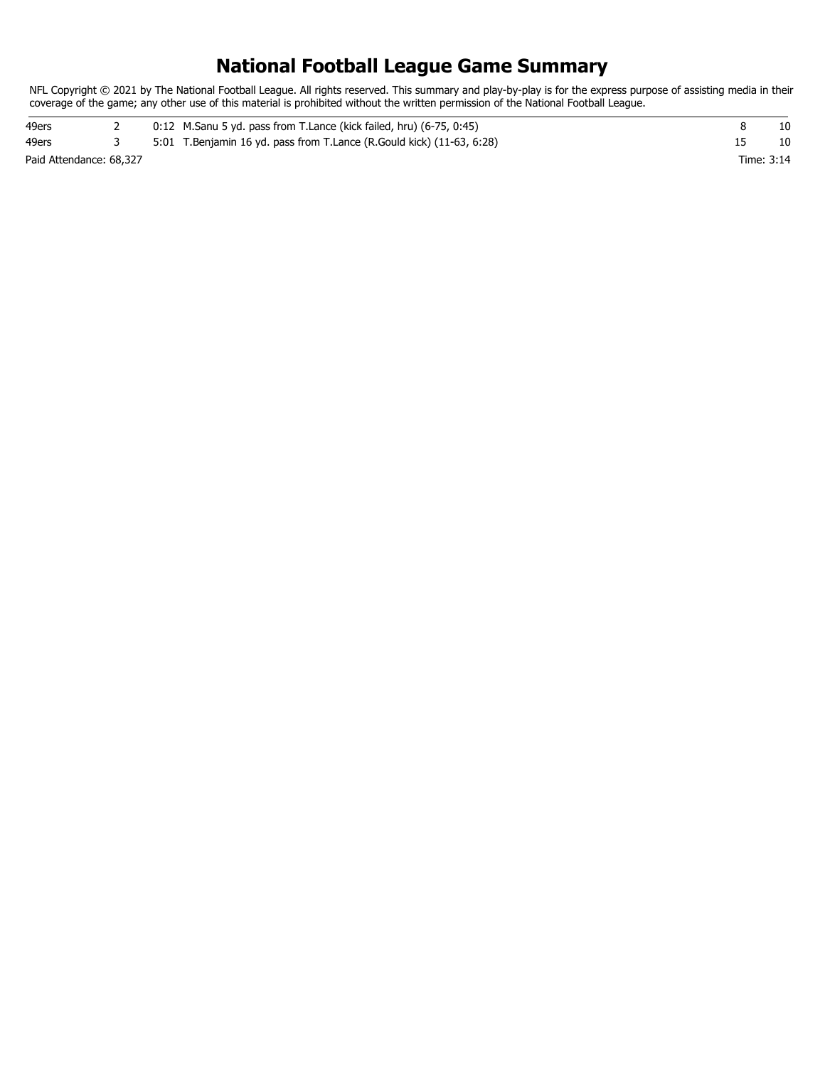# National Football League Game Summary

NFL Copyright © 2021 by The National Football League. All rights reserved. This summary and play-by-play is for the express purpose of assisting media in their coverage of the game; any other use of this material is prohibited without the written permission of the National Football League.

| | | | | |
|---|---|---|---|---|
| 49ers | 2 | 0:12 M.Sanu 5 yd. pass from T.Lance (kick failed, hru) (6-75, 0:45) | 8 | 10 |
| 49ers | 3 | 5:01 T.Benjamin 16 yd. pass from T.Lance (R.Gould kick) (11-63, 6:28) | 15 | 10 |

Paid Attendance: 68,327 Time: 3:14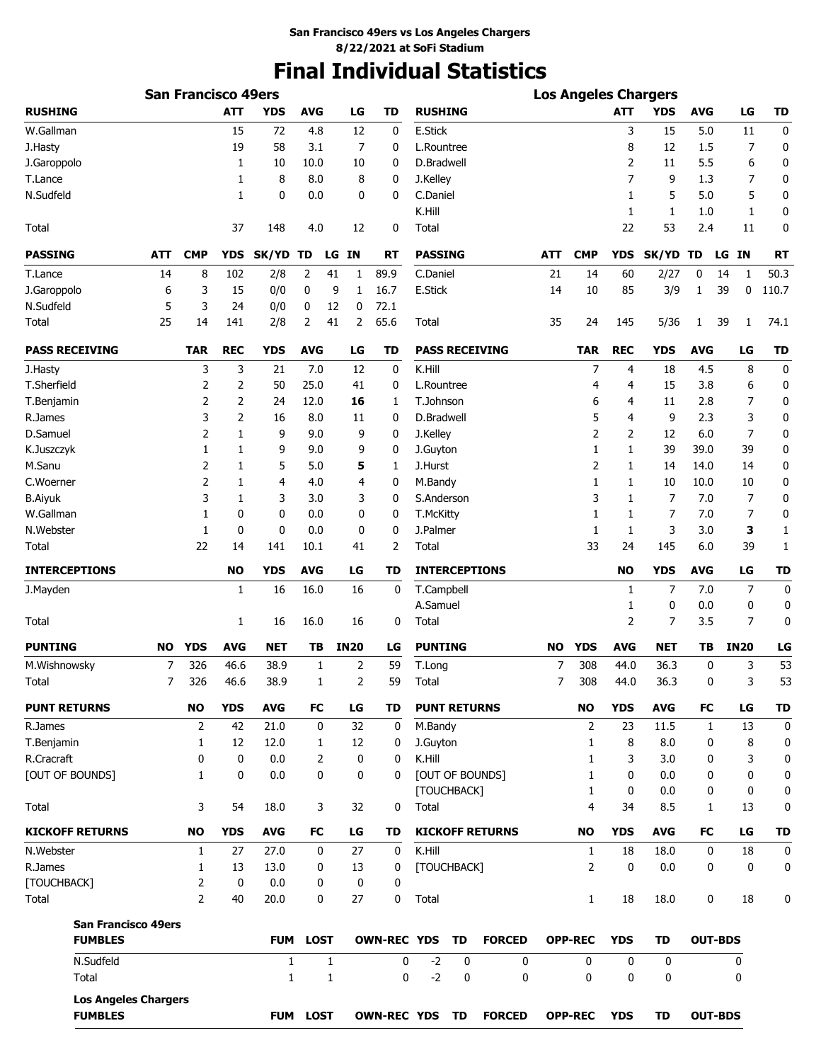**San Francisco 49ers vs Los Angeles Chargers**
**8/22/2021 at SoFi Stadium**

# Final Individual Statistics

## San Francisco 49ers

| RUSHING | ATT | YDS | AVG | LG | TD |
|---|---|---|---|---|---|
| W.Gallman | 15 | 72 | 4.8 | 12 | 0 |
| J.Hasty | 19 | 58 | 3.1 | 7 | 0 |
| J.Garoppolo | 1 | 10 | 10.0 | 10 | 0 |
| T.Lance | 1 | 8 | 8.0 | 8 | 0 |
| N.Sudfeld | 1 | 0 | 0.0 | 0 | 0 |
| Total | 37 | 148 | 4.0 | 12 | 0 |

| PASSING | ATT | CMP | YDS | SK/YD | TD | LG | IN | RT |
|---|---|---|---|---|---|---|---|---|
| T.Lance | 14 | 8 | 102 | 2/8 | 2 | 41 | 1 | 89.9 |
| J.Garoppolo | 6 | 3 | 15 | 0/0 | 0 | 9 | 1 | 16.7 |
| N.Sudfeld | 5 | 3 | 24 | 0/0 | 0 | 12 | 0 | 72.1 |
| Total | 25 | 14 | 141 | 2/8 | 2 | 41 | 2 | 65.6 |

| PASS RECEIVING | TAR | REC | YDS | AVG | LG | TD |
|---|---|---|---|---|---|---|
| J.Hasty | 3 | 3 | 21 | 7.0 | 12 | 0 |
| T.Sherfield | 2 | 2 | 50 | 25.0 | 41 | 0 |
| T.Benjamin | 2 | 2 | 24 | 12.0 | **16** | 1 |
| R.James | 3 | 2 | 16 | 8.0 | 11 | 0 |
| D.Samuel | 2 | 1 | 9 | 9.0 | 9 | 0 |
| K.Juszczyk | 1 | 1 | 9 | 9.0 | 9 | 0 |
| M.Sanu | 2 | 1 | 5 | 5.0 | **5** | 1 |
| C.Woerner | 2 | 1 | 4 | 4.0 | 4 | 0 |
| B.Aiyuk | 3 | 1 | 3 | 3.0 | 3 | 0 |
| W.Gallman | 1 | 0 | 0 | 0.0 | 0 | 0 |
| N.Webster | 1 | 0 | 0 | 0.0 | 0 | 0 |
| Total | 22 | 14 | 141 | 10.1 | 41 | 2 |

| INTERCEPTIONS | NO | YDS | AVG | LG | TD |
|---|---|---|---|---|---|
| J.Mayden | 1 | 16 | 16.0 | 16 | 0 |
| Total | 1 | 16 | 16.0 | 16 | 0 |

| PUNTING | NO | YDS | AVG | NET | TB | IN20 | LG |
|---|---|---|---|---|---|---|---|
| M.Wishnowsky | 7 | 326 | 46.6 | 38.9 | 1 | 2 | 59 |
| Total | 7 | 326 | 46.6 | 38.9 | 1 | 2 | 59 |

| PUNT RETURNS | NO | YDS | AVG | FC | LG | TD |
|---|---|---|---|---|---|---|
| R.James | 2 | 42 | 21.0 | 0 | 32 | 0 |
| T.Benjamin | 1 | 12 | 12.0 | 1 | 12 | 0 |
| R.Cracraft | 0 | 0 | 0.0 | 2 | 0 | 0 |
| [OUT OF BOUNDS] | 1 | 0 | 0.0 | 0 | 0 | 0 |
| Total | 3 | 54 | 18.0 | 3 | 32 | 0 |

| KICKOFF RETURNS | NO | YDS | AVG | FC | LG | TD |
|---|---|---|---|---|---|---|
| N.Webster | 1 | 27 | 27.0 | 0 | 27 | 0 |
| R.James | 1 | 13 | 13.0 | 0 | 13 | 0 |
| [TOUCHBACK] | 2 | 0 | 0.0 | 0 | 0 | 0 |
| Total | 2 | 40 | 20.0 | 0 | 27 | 0 |

## Los Angeles Chargers

| RUSHING | ATT | YDS | AVG | LG | TD |
|---|---|---|---|---|---|
| E.Stick | 3 | 15 | 5.0 | 11 | 0 |
| L.Rountree | 8 | 12 | 1.5 | 7 | 0 |
| D.Bradwell | 2 | 11 | 5.5 | 6 | 0 |
| J.Kelley | 7 | 9 | 1.3 | 7 | 0 |
| C.Daniel | 1 | 5 | 5.0 | 5 | 0 |
| K.Hill | 1 | 1 | 1.0 | 1 | 0 |
| Total | 22 | 53 | 2.4 | 11 | 0 |

| PASSING | ATT | CMP | YDS | SK/YD | TD | LG | IN | RT |
|---|---|---|---|---|---|---|---|---|
| C.Daniel | 21 | 14 | 60 | 2/27 | 0 | 14 | 1 | 50.3 |
| E.Stick | 14 | 10 | 85 | 3/9 | 1 | 39 | 0 | 110.7 |
| Total | 35 | 24 | 145 | 5/36 | 1 | 39 | 1 | 74.1 |

| PASS RECEIVING | TAR | REC | YDS | AVG | LG | TD |
|---|---|---|---|---|---|---|
| K.Hill | 7 | 4 | 18 | 4.5 | 8 | 0 |
| L.Rountree | 4 | 4 | 15 | 3.8 | 6 | 0 |
| T.Johnson | 6 | 4 | 11 | 2.8 | 7 | 0 |
| D.Bradwell | 5 | 4 | 9 | 2.3 | 3 | 0 |
| J.Kelley | 2 | 2 | 12 | 6.0 | 7 | 0 |
| J.Guyton | 1 | 1 | 39 | 39.0 | 39 | 0 |
| J.Hurst | 2 | 1 | 14 | 14.0 | 14 | 0 |
| M.Bandy | 1 | 1 | 10 | 10.0 | 10 | 0 |
| S.Anderson | 3 | 1 | 7 | 7.0 | 7 | 0 |
| T.McKitty | 1 | 1 | 7 | 7.0 | 7 | 0 |
| J.Palmer | 1 | 1 | 3 | 3.0 | **3** | 1 |
| Total | 33 | 24 | 145 | 6.0 | 39 | 1 |

| INTERCEPTIONS | NO | YDS | AVG | LG | TD |
|---|---|---|---|---|---|
| T.Campbell | 1 | 7 | 7.0 | 7 | 0 |
| A.Samuel | 1 | 0 | 0.0 | 0 | 0 |
| Total | 2 | 7 | 3.5 | 7 | 0 |

| PUNTING | NO | YDS | AVG | NET | TB | IN20 | LG |
|---|---|---|---|---|---|---|---|
| T.Long | 7 | 308 | 44.0 | 36.3 | 0 | 3 | 53 |
| Total | 7 | 308 | 44.0 | 36.3 | 0 | 3 | 53 |

| PUNT RETURNS | NO | YDS | AVG | FC | LG | TD |
|---|---|---|---|---|---|---|
| M.Bandy | 2 | 23 | 11.5 | 1 | 13 | 0 |
| J.Guyton | 1 | 8 | 8.0 | 0 | 8 | 0 |
| K.Hill | 1 | 3 | 3.0 | 0 | 3 | 0 |
| [OUT OF BOUNDS] | 1 | 0 | 0.0 | 0 | 0 | 0 |
| [TOUCHBACK] | 1 | 0 | 0.0 | 0 | 0 | 0 |
| Total | 4 | 34 | 8.5 | 1 | 13 | 0 |

| KICKOFF RETURNS | NO | YDS | AVG | FC | LG | TD |
|---|---|---|---|---|---|---|
| K.Hill | 1 | 18 | 18.0 | 0 | 18 | 0 |
| [TOUCHBACK] | 2 | 0 | 0.0 | 0 | 0 | 0 |
| Total | 1 | 18 | 18.0 | 0 | 18 | 0 |

## San Francisco 49ers

| FUMBLES | FUM | LOST | OWN-REC | YDS | TD | FORCED | OPP-REC | YDS | TD | OUT-BDS |
|---|---|---|---|---|---|---|---|---|---|---|
| N.Sudfeld | 1 | 1 | 0 | -2 | 0 | 0 | 0 | 0 | 0 | 0 |
| Total | 1 | 1 | 0 | -2 | 0 | 0 | 0 | 0 | 0 | 0 |

## Los Angeles Chargers

| FUMBLES | FUM | LOST | OWN-REC | YDS | TD | FORCED | OPP-REC | YDS | TD | OUT-BDS |
|---|---|---|---|---|---|---|---|---|---|---|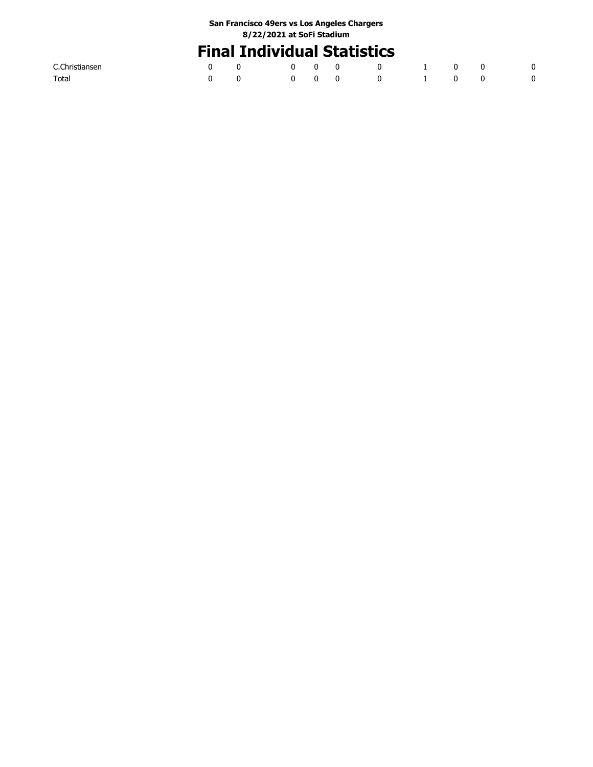**San Francisco 49ers vs Los Angeles Chargers**
**8/22/2021 at SoFi Stadium**

# Final Individual Statistics

| | | | | | | | | | | |
|---|---|---|---|---|---|---|---|---|---|---|
| C.Christiansen | 0 | 0 | 0 | 0 | 0 | 0 | 1 | 0 | 0 | 0 |
| Total | 0 | 0 | 0 | 0 | 0 | 0 | 1 | 0 | 0 | 0 |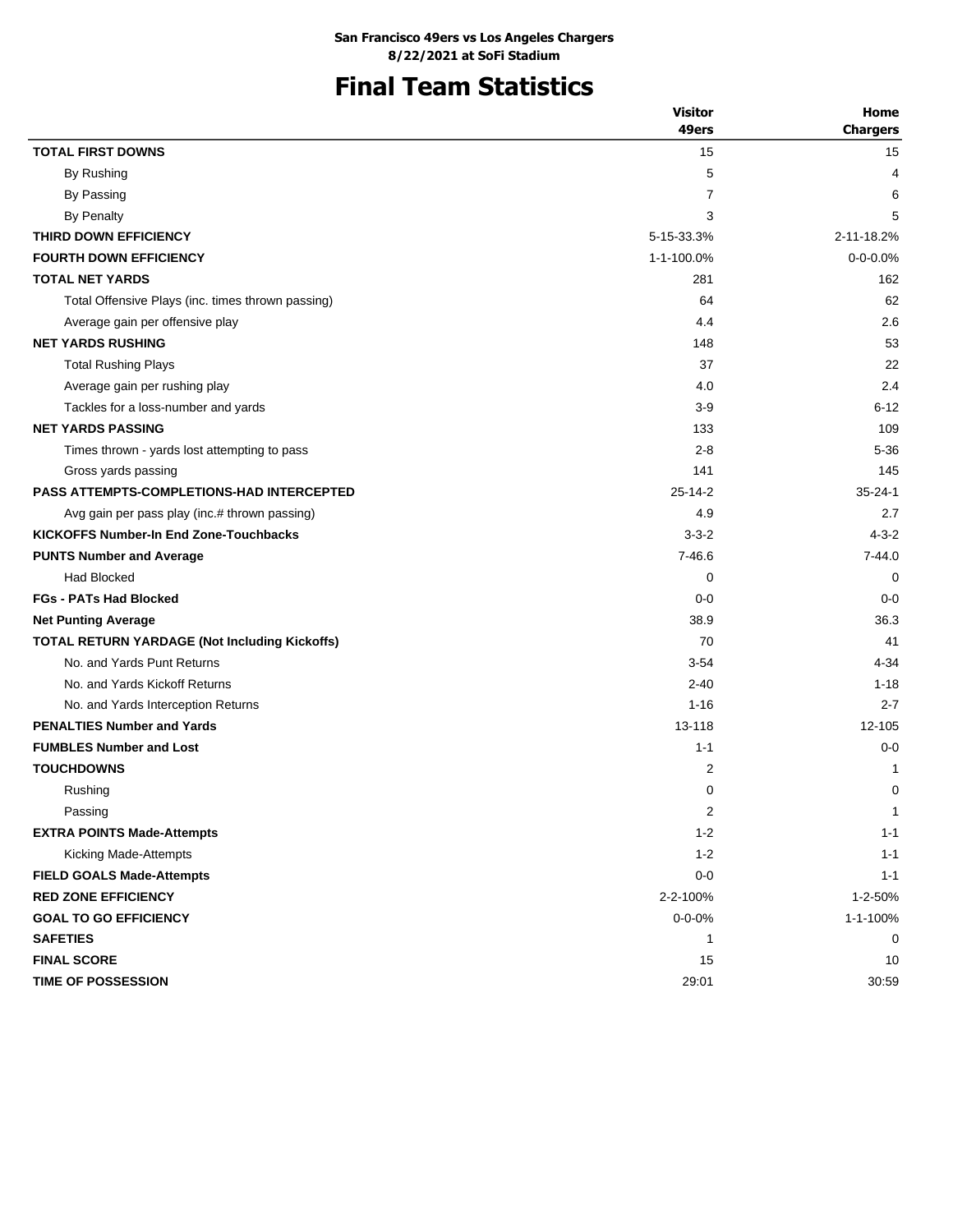**San Francisco 49ers vs Los Angeles Chargers**
**8/22/2021 at SoFi Stadium**

# Final Team Statistics

| | Visitor 49ers | Home Chargers |
|---|---|---|
| **TOTAL FIRST DOWNS** | 15 | 15 |
| By Rushing | 5 | 4 |
| By Passing | 7 | 6 |
| By Penalty | 3 | 5 |
| **THIRD DOWN EFFICIENCY** | 5-15-33.3% | 2-11-18.2% |
| **FOURTH DOWN EFFICIENCY** | 1-1-100.0% | 0-0-0.0% |
| **TOTAL NET YARDS** | 281 | 162 |
| Total Offensive Plays (inc. times thrown passing) | 64 | 62 |
| Average gain per offensive play | 4.4 | 2.6 |
| **NET YARDS RUSHING** | 148 | 53 |
| Total Rushing Plays | 37 | 22 |
| Average gain per rushing play | 4.0 | 2.4 |
| Tackles for a loss-number and yards | 3-9 | 6-12 |
| **NET YARDS PASSING** | 133 | 109 |
| Times thrown - yards lost attempting to pass | 2-8 | 5-36 |
| Gross yards passing | 141 | 145 |
| **PASS ATTEMPTS-COMPLETIONS-HAD INTERCEPTED** | 25-14-2 | 35-24-1 |
| Avg gain per pass play (inc.# thrown passing) | 4.9 | 2.7 |
| **KICKOFFS Number-In End Zone-Touchbacks** | 3-3-2 | 4-3-2 |
| **PUNTS Number and Average** | 7-46.6 | 7-44.0 |
| Had Blocked | 0 | 0 |
| **FGs - PATs Had Blocked** | 0-0 | 0-0 |
| **Net Punting Average** | 38.9 | 36.3 |
| **TOTAL RETURN YARDAGE (Not Including Kickoffs)** | 70 | 41 |
| No. and Yards Punt Returns | 3-54 | 4-34 |
| No. and Yards Kickoff Returns | 2-40 | 1-18 |
| No. and Yards Interception Returns | 1-16 | 2-7 |
| **PENALTIES Number and Yards** | 13-118 | 12-105 |
| **FUMBLES Number and Lost** | 1-1 | 0-0 |
| **TOUCHDOWNS** | 2 | 1 |
| Rushing | 0 | 0 |
| Passing | 2 | 1 |
| **EXTRA POINTS Made-Attempts** | 1-2 | 1-1 |
| Kicking Made-Attempts | 1-2 | 1-1 |
| **FIELD GOALS Made-Attempts** | 0-0 | 1-1 |
| **RED ZONE EFFICIENCY** | 2-2-100% | 1-2-50% |
| **GOAL TO GO EFFICIENCY** | 0-0-0% | 1-1-100% |
| **SAFETIES** | 1 | 0 |
| **FINAL SCORE** | 15 | 10 |
| **TIME OF POSSESSION** | 29:01 | 30:59 |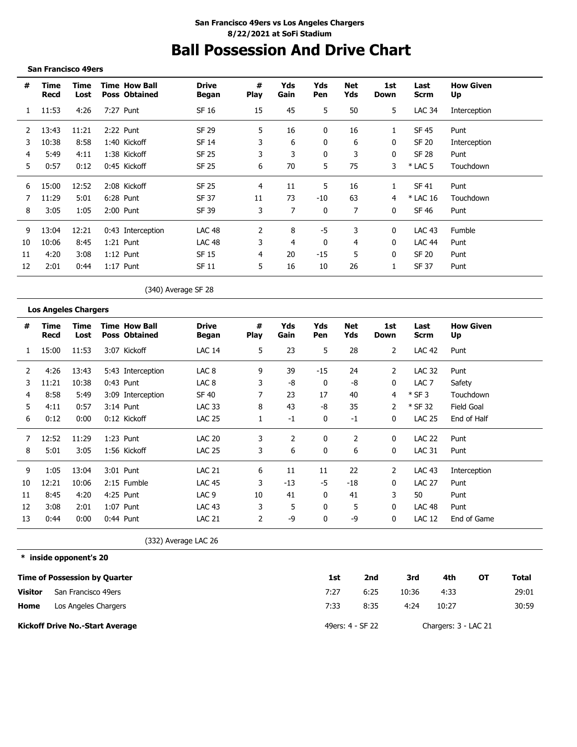**San Francisco 49ers vs Los Angeles Chargers**
**8/22/2021 at SoFi Stadium**

# Ball Possession And Drive Chart

**San Francisco 49ers**

| # | Time Recd | Time Lost | Time Poss | How Ball Obtained | Drive Began | # Play | Yds Gain | Yds Pen | Net Yds | 1st Down | Last Scrm | How Given Up |
|---|---|---|---|---|---|---|---|---|---|---|---|---|
| 1 | 11:53 | 4:26 | 7:27 | Punt | SF 16 | 15 | 45 | 5 | 50 | 5 | LAC 34 | Interception |
| 2 | 13:43 | 11:21 | 2:22 | Punt | SF 29 | 5 | 16 | 0 | 16 | 1 | SF 45 | Punt |
| 3 | 10:38 | 8:58 | 1:40 | Kickoff | SF 14 | 3 | 6 | 0 | 6 | 0 | SF 20 | Interception |
| 4 | 5:49 | 4:11 | 1:38 | Kickoff | SF 25 | 3 | 3 | 0 | 3 | 0 | SF 28 | Punt |
| 5 | 0:57 | 0:12 | 0:45 | Kickoff | SF 25 | 6 | 70 | 5 | 75 | 3 | * LAC 5 | Touchdown |
| 6 | 15:00 | 12:52 | 2:08 | Kickoff | SF 25 | 4 | 11 | 5 | 16 | 1 | SF 41 | Punt |
| 7 | 11:29 | 5:01 | 6:28 | Punt | SF 37 | 11 | 73 | -10 | 63 | 4 | * LAC 16 | Touchdown |
| 8 | 3:05 | 1:05 | 2:00 | Punt | SF 39 | 3 | 7 | 0 | 7 | 0 | SF 46 | Punt |
| 9 | 13:04 | 12:21 | 0:43 | Interception | LAC 48 | 2 | 8 | -5 | 3 | 0 | LAC 43 | Fumble |
| 10 | 10:06 | 8:45 | 1:21 | Punt | LAC 48 | 3 | 4 | 0 | 4 | 0 | LAC 44 | Punt |
| 11 | 4:20 | 3:08 | 1:12 | Punt | SF 15 | 4 | 20 | -15 | 5 | 0 | SF 20 | Punt |
| 12 | 2:01 | 0:44 | 1:17 | Punt | SF 11 | 5 | 16 | 10 | 26 | 1 | SF 37 | Punt |

(340) Average SF 28

**Los Angeles Chargers**

| # | Time Recd | Time Lost | Time Poss | How Ball Obtained | Drive Began | # Play | Yds Gain | Yds Pen | Net Yds | 1st Down | Last Scrm | How Given Up |
|---|---|---|---|---|---|---|---|---|---|---|---|---|
| 1 | 15:00 | 11:53 | 3:07 | Kickoff | LAC 14 | 5 | 23 | 5 | 28 | 2 | LAC 42 | Punt |
| 2 | 4:26 | 13:43 | 5:43 | Interception | LAC 8 | 9 | 39 | -15 | 24 | 2 | LAC 32 | Punt |
| 3 | 11:21 | 10:38 | 0:43 | Punt | LAC 8 | 3 | -8 | 0 | -8 | 0 | LAC 7 | Safety |
| 4 | 8:58 | 5:49 | 3:09 | Interception | SF 40 | 7 | 23 | 17 | 40 | 4 | * SF 3 | Touchdown |
| 5 | 4:11 | 0:57 | 3:14 | Punt | LAC 33 | 8 | 43 | -8 | 35 | 2 | * SF 32 | Field Goal |
| 6 | 0:12 | 0:00 | 0:12 | Kickoff | LAC 25 | 1 | -1 | 0 | -1 | 0 | LAC 25 | End of Half |
| 7 | 12:52 | 11:29 | 1:23 | Punt | LAC 20 | 3 | 2 | 0 | 2 | 0 | LAC 22 | Punt |
| 8 | 5:01 | 3:05 | 1:56 | Kickoff | LAC 25 | 3 | 6 | 0 | 6 | 0 | LAC 31 | Punt |
| 9 | 1:05 | 13:04 | 3:01 | Punt | LAC 21 | 6 | 11 | 11 | 22 | 2 | LAC 43 | Interception |
| 10 | 12:21 | 10:06 | 2:15 | Fumble | LAC 45 | 3 | -13 | -5 | -18 | 0 | LAC 27 | Punt |
| 11 | 8:45 | 4:20 | 4:25 | Punt | LAC 9 | 10 | 41 | 0 | 41 | 3 | 50 | Punt |
| 12 | 3:08 | 2:01 | 1:07 | Punt | LAC 43 | 3 | 5 | 0 | 5 | 0 | LAC 48 | Punt |
| 13 | 0:44 | 0:00 | 0:44 | Punt | LAC 21 | 2 | -9 | 0 | -9 | 0 | LAC 12 | End of Game |

(332) Average LAC 26

**\* inside opponent's 20**

| Time of Possession by Quarter | | 1st | 2nd | 3rd | 4th | OT | Total |
|---|---|---|---|---|---|---|---|
| **Visitor** | San Francisco 49ers | 7:27 | 6:25 | 10:36 | 4:33 | | 29:01 |
| **Home** | Los Angeles Chargers | 7:33 | 8:35 | 4:24 | 10:27 | | 30:59 |

**Kickoff Drive No.-Start Average** — 49ers: 4 - SF 22 — Chargers: 3 - LAC 21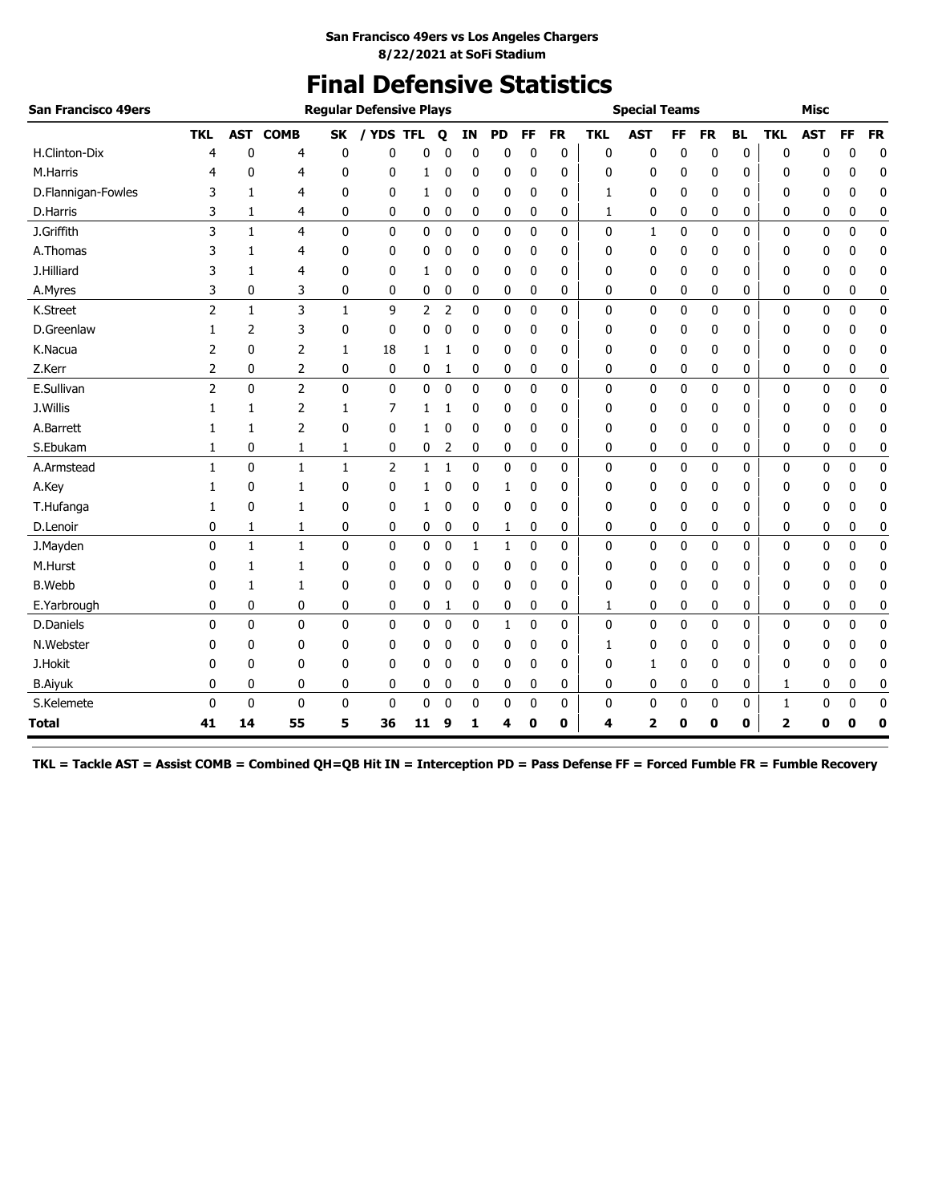San Francisco 49ers vs Los Angeles Chargers
8/22/2021 at SoFi Stadium

# Final Defensive Statistics

| San Francisco 49ers | Regular Defensive Plays | | | | | | | | | | | Special Teams | | | | | Misc | | | |
|---|---|---|---|---|---|---|---|---|---|---|---|---|---|---|---|---|---|---|---|---|
| | TKL | AST | COMB | SK | / YDS | TFL | Q | IN | PD | FF | FR | TKL | AST | FF | FR | BL | TKL | AST | FF | FR |
| H.Clinton-Dix | 4 | 0 | 4 | 0 | 0 | 0 | 0 | 0 | 0 | 0 | 0 | 0 | 0 | 0 | 0 | 0 | 0 | 0 | 0 | 0 |
| M.Harris | 4 | 0 | 4 | 0 | 0 | 1 | 0 | 0 | 0 | 0 | 0 | 0 | 0 | 0 | 0 | 0 | 0 | 0 | 0 | 0 |
| D.Flannigan-Fowles | 3 | 1 | 4 | 0 | 0 | 1 | 0 | 0 | 0 | 0 | 0 | 1 | 0 | 0 | 0 | 0 | 0 | 0 | 0 | 0 |
| D.Harris | 3 | 1 | 4 | 0 | 0 | 0 | 0 | 0 | 0 | 0 | 0 | 1 | 0 | 0 | 0 | 0 | 0 | 0 | 0 | 0 |
| J.Griffith | 3 | 1 | 4 | 0 | 0 | 0 | 0 | 0 | 0 | 0 | 0 | 0 | 1 | 0 | 0 | 0 | 0 | 0 | 0 | 0 |
| A.Thomas | 3 | 1 | 4 | 0 | 0 | 0 | 0 | 0 | 0 | 0 | 0 | 0 | 0 | 0 | 0 | 0 | 0 | 0 | 0 | 0 |
| J.Hilliard | 3 | 1 | 4 | 0 | 0 | 1 | 0 | 0 | 0 | 0 | 0 | 0 | 0 | 0 | 0 | 0 | 0 | 0 | 0 | 0 |
| A.Myres | 3 | 0 | 3 | 0 | 0 | 0 | 0 | 0 | 0 | 0 | 0 | 0 | 0 | 0 | 0 | 0 | 0 | 0 | 0 | 0 |
| K.Street | 2 | 1 | 3 | 1 | 9 | 2 | 2 | 0 | 0 | 0 | 0 | 0 | 0 | 0 | 0 | 0 | 0 | 0 | 0 | 0 |
| D.Greenlaw | 1 | 2 | 3 | 0 | 0 | 0 | 0 | 0 | 0 | 0 | 0 | 0 | 0 | 0 | 0 | 0 | 0 | 0 | 0 | 0 |
| K.Nacua | 2 | 0 | 2 | 1 | 18 | 1 | 1 | 0 | 0 | 0 | 0 | 0 | 0 | 0 | 0 | 0 | 0 | 0 | 0 | 0 |
| Z.Kerr | 2 | 0 | 2 | 0 | 0 | 0 | 1 | 0 | 0 | 0 | 0 | 0 | 0 | 0 | 0 | 0 | 0 | 0 | 0 | 0 |
| E.Sullivan | 2 | 0 | 2 | 0 | 0 | 0 | 0 | 0 | 0 | 0 | 0 | 0 | 0 | 0 | 0 | 0 | 0 | 0 | 0 | 0 |
| J.Willis | 1 | 1 | 2 | 1 | 7 | 1 | 1 | 0 | 0 | 0 | 0 | 0 | 0 | 0 | 0 | 0 | 0 | 0 | 0 | 0 |
| A.Barrett | 1 | 1 | 2 | 0 | 0 | 1 | 0 | 0 | 0 | 0 | 0 | 0 | 0 | 0 | 0 | 0 | 0 | 0 | 0 | 0 |
| S.Ebukam | 1 | 0 | 1 | 1 | 0 | 0 | 2 | 0 | 0 | 0 | 0 | 0 | 0 | 0 | 0 | 0 | 0 | 0 | 0 | 0 |
| A.Armstead | 1 | 0 | 1 | 1 | 2 | 1 | 1 | 0 | 0 | 0 | 0 | 0 | 0 | 0 | 0 | 0 | 0 | 0 | 0 | 0 |
| A.Key | 1 | 0 | 1 | 0 | 0 | 1 | 0 | 0 | 1 | 0 | 0 | 0 | 0 | 0 | 0 | 0 | 0 | 0 | 0 | 0 |
| T.Hufanga | 1 | 0 | 1 | 0 | 0 | 1 | 0 | 0 | 0 | 0 | 0 | 0 | 0 | 0 | 0 | 0 | 0 | 0 | 0 | 0 |
| D.Lenoir | 0 | 1 | 1 | 0 | 0 | 0 | 0 | 0 | 1 | 0 | 0 | 0 | 0 | 0 | 0 | 0 | 0 | 0 | 0 | 0 |
| J.Mayden | 0 | 1 | 1 | 0 | 0 | 0 | 0 | 1 | 1 | 0 | 0 | 0 | 0 | 0 | 0 | 0 | 0 | 0 | 0 | 0 |
| M.Hurst | 0 | 1 | 1 | 0 | 0 | 0 | 0 | 0 | 0 | 0 | 0 | 0 | 0 | 0 | 0 | 0 | 0 | 0 | 0 | 0 |
| B.Webb | 0 | 1 | 1 | 0 | 0 | 0 | 0 | 0 | 0 | 0 | 0 | 0 | 0 | 0 | 0 | 0 | 0 | 0 | 0 | 0 |
| E.Yarbrough | 0 | 0 | 0 | 0 | 0 | 0 | 1 | 0 | 0 | 0 | 0 | 1 | 0 | 0 | 0 | 0 | 0 | 0 | 0 | 0 |
| D.Daniels | 0 | 0 | 0 | 0 | 0 | 0 | 0 | 0 | 1 | 0 | 0 | 0 | 0 | 0 | 0 | 0 | 0 | 0 | 0 | 0 |
| N.Webster | 0 | 0 | 0 | 0 | 0 | 0 | 0 | 0 | 0 | 0 | 0 | 1 | 0 | 0 | 0 | 0 | 0 | 0 | 0 | 0 |
| J.Hokit | 0 | 0 | 0 | 0 | 0 | 0 | 0 | 0 | 0 | 0 | 0 | 0 | 1 | 0 | 0 | 0 | 0 | 0 | 0 | 0 |
| B.Aiyuk | 0 | 0 | 0 | 0 | 0 | 0 | 0 | 0 | 0 | 0 | 0 | 0 | 0 | 0 | 0 | 0 | 1 | 0 | 0 | 0 |
| S.Kelemete | 0 | 0 | 0 | 0 | 0 | 0 | 0 | 0 | 0 | 0 | 0 | 0 | 0 | 0 | 0 | 0 | 1 | 0 | 0 | 0 |
| **Total** | **41** | **14** | **55** | **5** | **36** | **11** | **9** | **1** | **4** | **0** | **0** | **4** | **2** | **0** | **0** | **0** | **2** | **0** | **0** | **0** |

**TKL = Tackle AST = Assist COMB = Combined QH=QB Hit IN = Interception PD = Pass Defense FF = Forced Fumble FR = Fumble Recovery**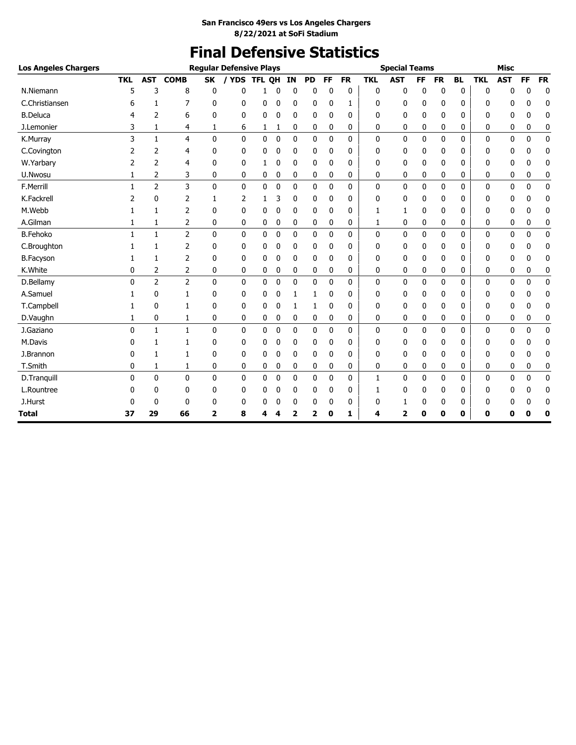**San Francisco 49ers vs Los Angeles Chargers**
**8/22/2021 at SoFi Stadium**

# Final Defensive Statistics

| Los Angeles Chargers | Regular Defensive Plays | | | | | | | | | | | Special Teams | | | | | Misc | | | |
|---|---|---|---|---|---|---|---|---|---|---|---|---|---|---|---|---|---|---|---|---|
| | TKL | AST | COMB | SK | / YDS | TFL | QH | IN | PD | FF | FR | TKL | AST | FF | FR | BL | TKL | AST | FF | FR |
| N.Niemann | 5 | 3 | 8 | 0 | 0 | 1 | 0 | 0 | 0 | 0 | 0 | 0 | 0 | 0 | 0 | 0 | 0 | 0 | 0 | 0 |
| C.Christiansen | 6 | 1 | 7 | 0 | 0 | 0 | 0 | 0 | 0 | 0 | 1 | 0 | 0 | 0 | 0 | 0 | 0 | 0 | 0 | 0 |
| B.Deluca | 4 | 2 | 6 | 0 | 0 | 0 | 0 | 0 | 0 | 0 | 0 | 0 | 0 | 0 | 0 | 0 | 0 | 0 | 0 | 0 |
| J.Lemonier | 3 | 1 | 4 | 1 | 6 | 1 | 1 | 0 | 0 | 0 | 0 | 0 | 0 | 0 | 0 | 0 | 0 | 0 | 0 | 0 |
| K.Murray | 3 | 1 | 4 | 0 | 0 | 0 | 0 | 0 | 0 | 0 | 0 | 0 | 0 | 0 | 0 | 0 | 0 | 0 | 0 | 0 |
| C.Covington | 2 | 2 | 4 | 0 | 0 | 0 | 0 | 0 | 0 | 0 | 0 | 0 | 0 | 0 | 0 | 0 | 0 | 0 | 0 | 0 |
| W.Yarbary | 2 | 2 | 4 | 0 | 0 | 1 | 0 | 0 | 0 | 0 | 0 | 0 | 0 | 0 | 0 | 0 | 0 | 0 | 0 | 0 |
| U.Nwosu | 1 | 2 | 3 | 0 | 0 | 0 | 0 | 0 | 0 | 0 | 0 | 0 | 0 | 0 | 0 | 0 | 0 | 0 | 0 | 0 |
| F.Merrill | 1 | 2 | 3 | 0 | 0 | 0 | 0 | 0 | 0 | 0 | 0 | 0 | 0 | 0 | 0 | 0 | 0 | 0 | 0 | 0 |
| K.Fackrell | 2 | 0 | 2 | 1 | 2 | 1 | 3 | 0 | 0 | 0 | 0 | 0 | 0 | 0 | 0 | 0 | 0 | 0 | 0 | 0 |
| M.Webb | 1 | 1 | 2 | 0 | 0 | 0 | 0 | 0 | 0 | 0 | 0 | 1 | 1 | 0 | 0 | 0 | 0 | 0 | 0 | 0 |
| A.Gilman | 1 | 1 | 2 | 0 | 0 | 0 | 0 | 0 | 0 | 0 | 0 | 1 | 0 | 0 | 0 | 0 | 0 | 0 | 0 | 0 |
| B.Fehoko | 1 | 1 | 2 | 0 | 0 | 0 | 0 | 0 | 0 | 0 | 0 | 0 | 0 | 0 | 0 | 0 | 0 | 0 | 0 | 0 |
| C.Broughton | 1 | 1 | 2 | 0 | 0 | 0 | 0 | 0 | 0 | 0 | 0 | 0 | 0 | 0 | 0 | 0 | 0 | 0 | 0 | 0 |
| B.Facyson | 1 | 1 | 2 | 0 | 0 | 0 | 0 | 0 | 0 | 0 | 0 | 0 | 0 | 0 | 0 | 0 | 0 | 0 | 0 | 0 |
| K.White | 0 | 2 | 2 | 0 | 0 | 0 | 0 | 0 | 0 | 0 | 0 | 0 | 0 | 0 | 0 | 0 | 0 | 0 | 0 | 0 |
| D.Bellamy | 0 | 2 | 2 | 0 | 0 | 0 | 0 | 0 | 0 | 0 | 0 | 0 | 0 | 0 | 0 | 0 | 0 | 0 | 0 | 0 |
| A.Samuel | 1 | 0 | 1 | 0 | 0 | 0 | 0 | 1 | 1 | 0 | 0 | 0 | 0 | 0 | 0 | 0 | 0 | 0 | 0 | 0 |
| T.Campbell | 1 | 0 | 1 | 0 | 0 | 0 | 0 | 1 | 1 | 0 | 0 | 0 | 0 | 0 | 0 | 0 | 0 | 0 | 0 | 0 |
| D.Vaughn | 1 | 0 | 1 | 0 | 0 | 0 | 0 | 0 | 0 | 0 | 0 | 0 | 0 | 0 | 0 | 0 | 0 | 0 | 0 | 0 |
| J.Gaziano | 0 | 1 | 1 | 0 | 0 | 0 | 0 | 0 | 0 | 0 | 0 | 0 | 0 | 0 | 0 | 0 | 0 | 0 | 0 | 0 |
| M.Davis | 0 | 1 | 1 | 0 | 0 | 0 | 0 | 0 | 0 | 0 | 0 | 0 | 0 | 0 | 0 | 0 | 0 | 0 | 0 | 0 |
| J.Brannon | 0 | 1 | 1 | 0 | 0 | 0 | 0 | 0 | 0 | 0 | 0 | 0 | 0 | 0 | 0 | 0 | 0 | 0 | 0 | 0 |
| T.Smith | 0 | 1 | 1 | 0 | 0 | 0 | 0 | 0 | 0 | 0 | 0 | 0 | 0 | 0 | 0 | 0 | 0 | 0 | 0 | 0 |
| D.Tranquill | 0 | 0 | 0 | 0 | 0 | 0 | 0 | 0 | 0 | 0 | 0 | 1 | 0 | 0 | 0 | 0 | 0 | 0 | 0 | 0 |
| L.Rountree | 0 | 0 | 0 | 0 | 0 | 0 | 0 | 0 | 0 | 0 | 0 | 1 | 0 | 0 | 0 | 0 | 0 | 0 | 0 | 0 |
| J.Hurst | 0 | 0 | 0 | 0 | 0 | 0 | 0 | 0 | 0 | 0 | 0 | 0 | 1 | 0 | 0 | 0 | 0 | 0 | 0 | 0 |
| **Total** | **37** | **29** | **66** | **2** | **8** | **4** | **4** | **2** | **2** | **0** | **1** | **4** | **2** | **0** | **0** | **0** | **0** | **0** | **0** | **0** |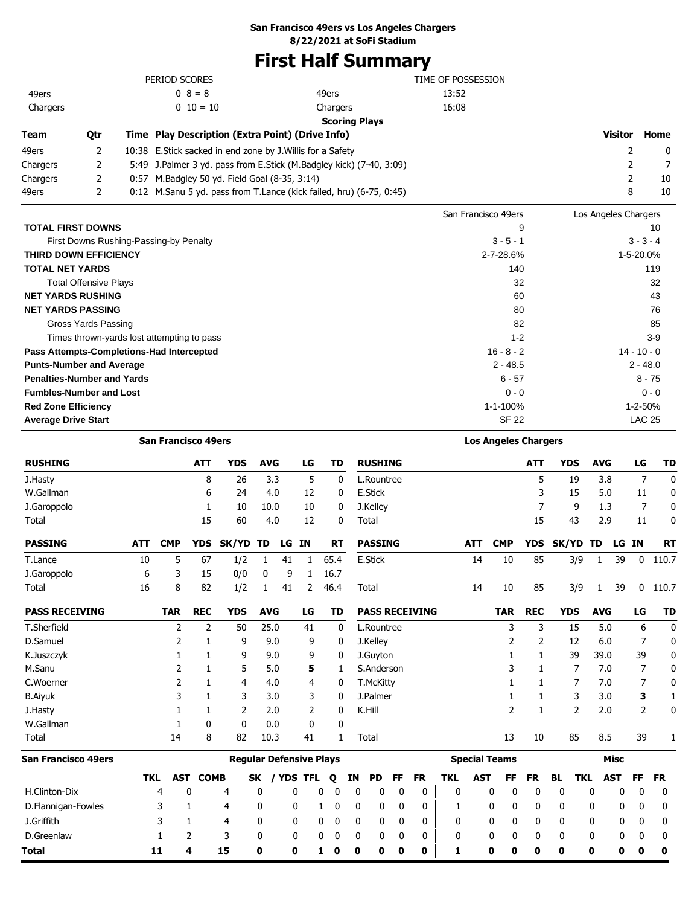**San Francisco 49ers vs Los Angeles Chargers**
**8/22/2021 at SoFi Stadium**

# First Half Summary

| PERIOD SCORES | | | TIME OF POSSESSION | |
|---|---|---|---|---|
| 49ers | 0 8 = 8 | | 49ers | 13:52 |
| Chargers | 0 10 = 10 | | Chargers | 16:08 |

**Scoring Plays**

| Team | Qtr | Time | Play Description (Extra Point) (Drive Info) | Visitor | Home |
|---|---|---|---|---|---|
| 49ers | 2 | 10:38 | E.Stick sacked in end zone by J.Willis for a Safety | 2 | 0 |
| Chargers | 2 | 5:49 | J.Palmer 3 yd. pass from E.Stick (M.Badgley kick) (7-40, 3:09) | 2 | 7 |
| Chargers | 2 | 0:57 | M.Badgley 50 yd. Field Goal (8-35, 3:14) | 2 | 10 |
| 49ers | 2 | 0:12 | M.Sanu 5 yd. pass from T.Lance (kick failed, hru) (6-75, 0:45) | 8 | 10 |

| | San Francisco 49ers | Los Angeles Chargers |
|---|---|---|
| **TOTAL FIRST DOWNS** | 9 | 10 |
| First Downs Rushing-Passing-by Penalty | 3 - 5 - 1 | 3 - 3 - 4 |
| **THIRD DOWN EFFICIENCY** | 2-7-28.6% | 1-5-20.0% |
| **TOTAL NET YARDS** | 140 | 119 |
| Total Offensive Plays | 32 | 32 |
| **NET YARDS RUSHING** | 60 | 43 |
| **NET YARDS PASSING** | 80 | 76 |
| Gross Yards Passing | 82 | 85 |
| Times thrown-yards lost attempting to pass | 1-2 | 3-9 |
| **Pass Attempts-Completions-Had Intercepted** | 16 - 8 - 2 | 14 - 10 - 0 |
| **Punts-Number and Average** | 2 - 48.5 | 2 - 48.0 |
| **Penalties-Number and Yards** | 6 - 57 | 8 - 75 |
| **Fumbles-Number and Lost** | 0 - 0 | 0 - 0 |
| **Red Zone Efficiency** | 1-1-100% | 1-2-50% |
| **Average Drive Start** | SF 22 | LAC 25 |

## San Francisco 49ers

| RUSHING | ATT | YDS | AVG | LG | TD |
|---|---|---|---|---|---|
| J.Hasty | 8 | 26 | 3.3 | 5 | 0 |
| W.Gallman | 6 | 24 | 4.0 | 12 | 0 |
| J.Garoppolo | 1 | 10 | 10.0 | 10 | 0 |
| Total | 15 | 60 | 4.0 | 12 | 0 |

| PASSING | ATT | CMP | YDS | SK/YD | TD | LG | IN | RT |
|---|---|---|---|---|---|---|---|---|
| T.Lance | 10 | 5 | 67 | 1/2 | 1 | 41 | 1 | 65.4 |
| J.Garoppolo | 6 | 3 | 15 | 0/0 | 0 | 9 | 1 | 16.7 |
| Total | 16 | 8 | 82 | 1/2 | 1 | 41 | 2 | 46.4 |

| PASS RECEIVING | TAR | REC | YDS | AVG | LG | TD |
|---|---|---|---|---|---|---|
| T.Sherfield | 2 | 2 | 50 | 25.0 | 41 | 0 |
| D.Samuel | 2 | 1 | 9 | 9.0 | 9 | 0 |
| K.Juszczyk | 1 | 1 | 9 | 9.0 | 9 | 0 |
| M.Sanu | 2 | 1 | 5 | 5.0 | **5** | 1 |
| C.Woerner | 2 | 1 | 4 | 4.0 | 4 | 0 |
| B.Aiyuk | 3 | 1 | 3 | 3.0 | 3 | 0 |
| J.Hasty | 1 | 1 | 2 | 2.0 | 2 | 0 |
| W.Gallman | 1 | 0 | 0 | 0.0 | 0 | 0 |
| Total | 14 | 8 | 82 | 10.3 | 41 | 1 |

## Los Angeles Chargers

| RUSHING | ATT | YDS | AVG | LG | TD |
|---|---|---|---|---|---|
| L.Rountree | 5 | 19 | 3.8 | 7 | 0 |
| E.Stick | 3 | 15 | 5.0 | 11 | 0 |
| J.Kelley | 7 | 9 | 1.3 | 7 | 0 |
| Total | 15 | 43 | 2.9 | 11 | 0 |

| PASSING | ATT | CMP | YDS | SK/YD | TD | LG | IN | RT |
|---|---|---|---|---|---|---|---|---|
| E.Stick | 14 | 10 | 85 | 3/9 | 1 | 39 | 0 | 110.7 |
| Total | 14 | 10 | 85 | 3/9 | 1 | 39 | 0 | 110.7 |

| PASS RECEIVING | TAR | REC | YDS | AVG | LG | TD |
|---|---|---|---|---|---|---|
| L.Rountree | 3 | 3 | 15 | 5.0 | 6 | 0 |
| J.Kelley | 2 | 2 | 12 | 6.0 | 7 | 0 |
| J.Guyton | 1 | 1 | 39 | 39.0 | 39 | 0 |
| S.Anderson | 3 | 1 | 7 | 7.0 | 7 | 0 |
| T.McKitty | 1 | 1 | 7 | 7.0 | 7 | 0 |
| J.Palmer | 1 | 1 | 3 | 3.0 | **3** | 1 |
| K.Hill | 2 | 1 | 2 | 2.0 | 2 | 0 |
| Total | 13 | 10 | 85 | 8.5 | 39 | 1 |

## San Francisco 49ers Defense

| | Regular Defensive Plays | | | | | | | | | | | Special Teams | | | | | Misc | | | |
|---|---|---|---|---|---|---|---|---|---|---|---|---|---|---|---|---|---|---|---|---|
| | TKL | AST | COMB | SK | / YDS | TFL | Q | IN | PD | FF | FR | TKL | AST | FF | FR | BL | TKL | AST | FF | FR |
| H.Clinton-Dix | 4 | 0 | 4 | 0 | 0 | 0 | 0 | 0 | 0 | 0 | 0 | 0 | 0 | 0 | 0 | 0 | 0 | 0 | 0 | 0 |
| D.Flannigan-Fowles | 3 | 1 | 4 | 0 | 0 | 1 | 0 | 0 | 0 | 0 | 0 | 1 | 0 | 0 | 0 | 0 | 0 | 0 | 0 | 0 |
| J.Griffith | 3 | 1 | 4 | 0 | 0 | 0 | 0 | 0 | 0 | 0 | 0 | 0 | 0 | 0 | 0 | 0 | 0 | 0 | 0 | 0 |
| D.Greenlaw | 1 | 2 | 3 | 0 | 0 | 0 | 0 | 0 | 0 | 0 | 0 | 0 | 0 | 0 | 0 | 0 | 0 | 0 | 0 | 0 |
| **Total** | **11** | **4** | **15** | **0** | **0** | **1** | **0** | **0** | **0** | **0** | **0** | **1** | **0** | **0** | **0** | **0** | **0** | **0** | **0** | **0** |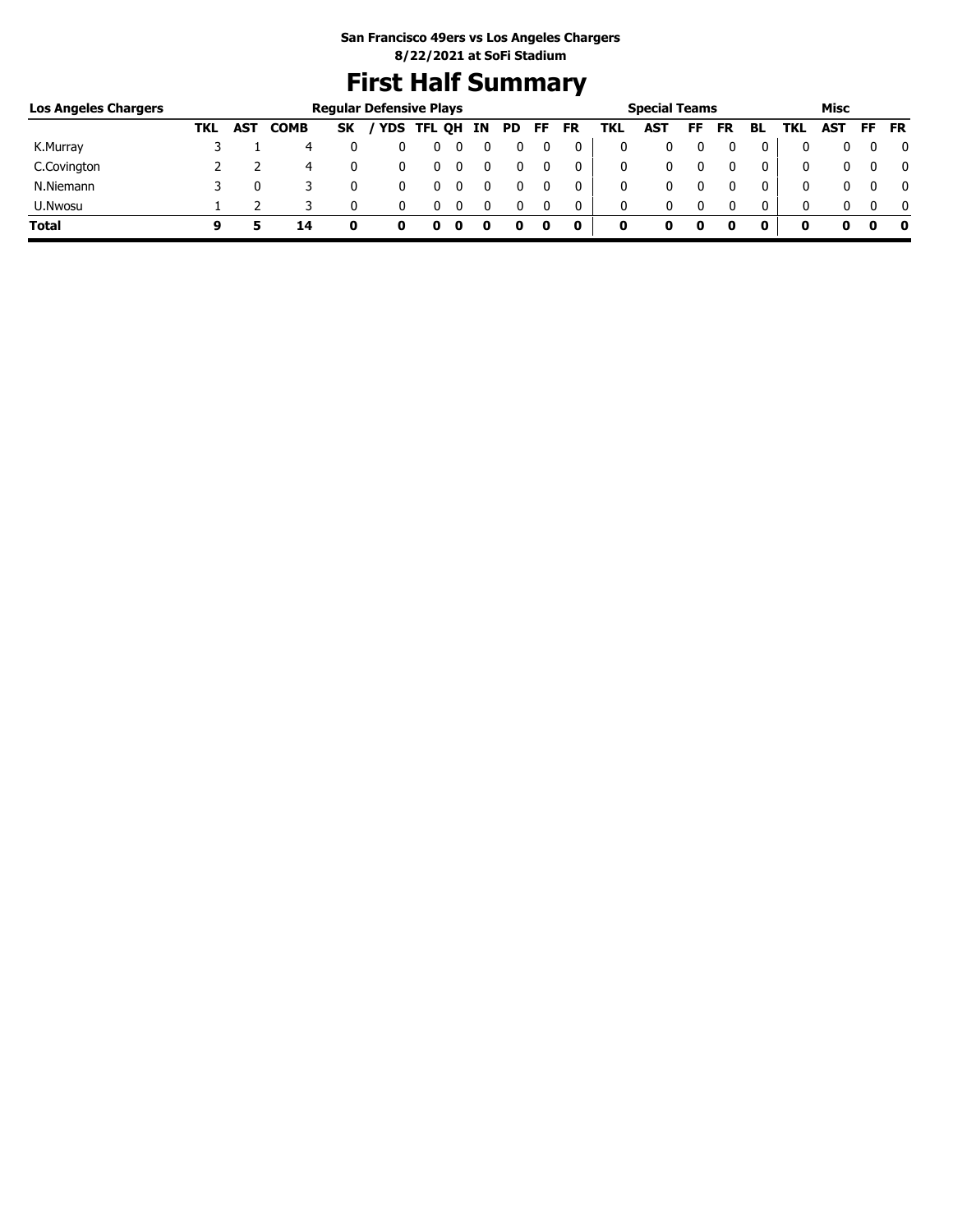San Francisco 49ers vs Los Angeles Chargers
8/22/2021 at SoFi Stadium

# First Half Summary

| Los Angeles Chargers | Regular Defensive Plays | | | | | | | | | | | Special Teams | | | | | Misc | | | |
|---|---|---|---|---|---|---|---|---|---|---|---|---|---|---|---|---|---|---|---|---|
| | TKL | AST | COMB | SK | / YDS | TFL | QH | IN | PD | FF | FR | TKL | AST | FF | FR | BL | TKL | AST | FF | FR |
| K.Murray | 3 | 1 | 4 | 0 | 0 | 0 | 0 | 0 | 0 | 0 | 0 | 0 | 0 | 0 | 0 | 0 | 0 | 0 | 0 | 0 |
| C.Covington | 2 | 2 | 4 | 0 | 0 | 0 | 0 | 0 | 0 | 0 | 0 | 0 | 0 | 0 | 0 | 0 | 0 | 0 | 0 | 0 |
| N.Niemann | 3 | 0 | 3 | 0 | 0 | 0 | 0 | 0 | 0 | 0 | 0 | 0 | 0 | 0 | 0 | 0 | 0 | 0 | 0 | 0 |
| U.Nwosu | 1 | 2 | 3 | 0 | 0 | 0 | 0 | 0 | 0 | 0 | 0 | 0 | 0 | 0 | 0 | 0 | 0 | 0 | 0 | 0 |
| **Total** | **9** | **5** | **14** | **0** | **0** | **0** | **0** | **0** | **0** | **0** | **0** | **0** | **0** | **0** | **0** | **0** | **0** | **0** | **0** | **0** |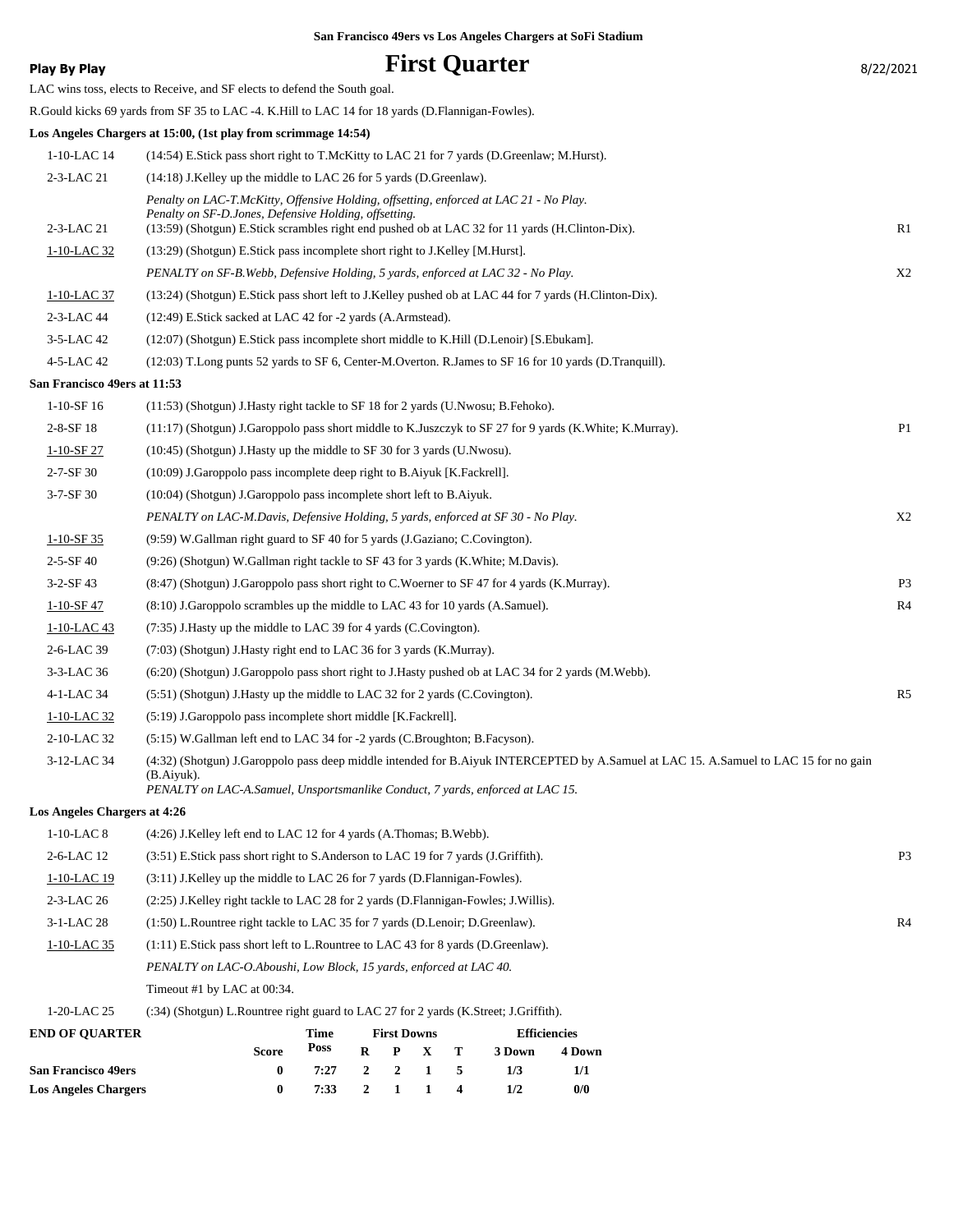San Francisco 49ers vs Los Angeles Chargers at SoFi Stadium

**Play By Play**

# First Quarter

8/22/2021

LAC wins toss, elects to Receive, and SF elects to defend the South goal.

R.Gould kicks 69 yards from SF 35 to LAC -4. K.Hill to LAC 14 for 18 yards (D.Flannigan-Fowles).

**Los Angeles Chargers at 15:00, (1st play from scrimmage 14:54)**

| Down | Play | |
|---|---|---|
| 1-10-LAC 14 | (14:54) E.Stick pass short right to T.McKitty to LAC 21 for 7 yards (D.Greenlaw; M.Hurst). | |
| 2-3-LAC 21 | (14:18) J.Kelley up the middle to LAC 26 for 5 yards (D.Greenlaw). | |
| | *Penalty on LAC-T.McKitty, Offensive Holding, offsetting, enforced at LAC 21 - No Play.* *Penalty on SF-D.Jones, Defensive Holding, offsetting.* | |
| 2-3-LAC 21 | (13:59) (Shotgun) E.Stick scrambles right end pushed ob at LAC 32 for 11 yards (H.Clinton-Dix). | R1 |
| 1-10-LAC 32 | (13:29) (Shotgun) E.Stick pass incomplete short right to J.Kelley [M.Hurst]. | |
| | *PENALTY on SF-B.Webb, Defensive Holding, 5 yards, enforced at LAC 32 - No Play.* | X2 |
| 1-10-LAC 37 | (13:24) (Shotgun) E.Stick pass short left to J.Kelley pushed ob at LAC 44 for 7 yards (H.Clinton-Dix). | |
| 2-3-LAC 44 | (12:49) E.Stick sacked at LAC 42 for -2 yards (A.Armstead). | |
| 3-5-LAC 42 | (12:07) (Shotgun) E.Stick pass incomplete short middle to K.Hill (D.Lenoir) [S.Ebukam]. | |
| 4-5-LAC 42 | (12:03) T.Long punts 52 yards to SF 6, Center-M.Overton. R.James to SF 16 for 10 yards (D.Tranquill). | |

**San Francisco 49ers at 11:53**

| Down | Play | |
|---|---|---|
| 1-10-SF 16 | (11:53) (Shotgun) J.Hasty right tackle to SF 18 for 2 yards (U.Nwosu; B.Fehoko). | |
| 2-8-SF 18 | (11:17) (Shotgun) J.Garoppolo pass short middle to K.Juszczyk to SF 27 for 9 yards (K.White; K.Murray). | P1 |
| 1-10-SF 27 | (10:45) (Shotgun) J.Hasty up the middle to SF 30 for 3 yards (U.Nwosu). | |
| 2-7-SF 30 | (10:09) J.Garoppolo pass incomplete deep right to B.Aiyuk [K.Fackrell]. | |
| 3-7-SF 30 | (10:04) (Shotgun) J.Garoppolo pass incomplete short left to B.Aiyuk. | |
| | *PENALTY on LAC-M.Davis, Defensive Holding, 5 yards, enforced at SF 30 - No Play.* | X2 |
| 1-10-SF 35 | (9:59) W.Gallman right guard to SF 40 for 5 yards (J.Gaziano; C.Covington). | |
| 2-5-SF 40 | (9:26) (Shotgun) W.Gallman right tackle to SF 43 for 3 yards (K.White; M.Davis). | |
| 3-2-SF 43 | (8:47) (Shotgun) J.Garoppolo pass short right to C.Woerner to SF 47 for 4 yards (K.Murray). | P3 |
| 1-10-SF 47 | (8:10) J.Garoppolo scrambles up the middle to LAC 43 for 10 yards (A.Samuel). | R4 |
| 1-10-LAC 43 | (7:35) J.Hasty up the middle to LAC 39 for 4 yards (C.Covington). | |
| 2-6-LAC 39 | (7:03) (Shotgun) J.Hasty right end to LAC 36 for 3 yards (K.Murray). | |
| 3-3-LAC 36 | (6:20) (Shotgun) J.Garoppolo pass short right to J.Hasty pushed ob at LAC 34 for 2 yards (M.Webb). | |
| 4-1-LAC 34 | (5:51) (Shotgun) J.Hasty up the middle to LAC 32 for 2 yards (C.Covington). | R5 |
| 1-10-LAC 32 | (5:19) J.Garoppolo pass incomplete short middle [K.Fackrell]. | |
| 2-10-LAC 32 | (5:15) W.Gallman left end to LAC 34 for -2 yards (C.Broughton; B.Facyson). | |
| 3-12-LAC 34 | (4:32) (Shotgun) J.Garoppolo pass deep middle intended for B.Aiyuk INTERCEPTED by A.Samuel at LAC 15. A.Samuel to LAC 15 for no gain (B.Aiyuk). *PENALTY on LAC-A.Samuel, Unsportsmanlike Conduct, 7 yards, enforced at LAC 15.* | |

**Los Angeles Chargers at 4:26**

| Down | Play | |
|---|---|---|
| 1-10-LAC 8 | (4:26) J.Kelley left end to LAC 12 for 4 yards (A.Thomas; B.Webb). | |
| 2-6-LAC 12 | (3:51) E.Stick pass short right to S.Anderson to LAC 19 for 7 yards (J.Griffith). | P3 |
| 1-10-LAC 19 | (3:11) J.Kelley up the middle to LAC 26 for 7 yards (D.Flannigan-Fowles). | |
| 2-3-LAC 26 | (2:25) J.Kelley right tackle to LAC 28 for 2 yards (D.Flannigan-Fowles; J.Willis). | |
| 3-1-LAC 28 | (1:50) L.Rountree right tackle to LAC 35 for 7 yards (D.Lenoir; D.Greenlaw). | R4 |
| 1-10-LAC 35 | (1:11) E.Stick pass short left to L.Rountree to LAC 43 for 8 yards (D.Greenlaw). | |
| | *PENALTY on LAC-O.Aboushi, Low Block, 15 yards, enforced at LAC 40.* | |
| | Timeout #1 by LAC at 00:34. | |
| 1-20-LAC 25 | (:34) (Shotgun) L.Rountree right guard to LAC 27 for 2 yards (K.Street; J.Griffith). | |

| END OF QUARTER | Score | Time Poss | First Downs R | P | X | T | Efficiencies 3 Down | 4 Down |
|---|---|---|---|---|---|---|---|---|
| San Francisco 49ers | 0 | 7:27 | 2 | 2 | 1 | 5 | 1/3 | 1/1 |
| Los Angeles Chargers | 0 | 7:33 | 2 | 1 | 1 | 4 | 1/2 | 0/0 |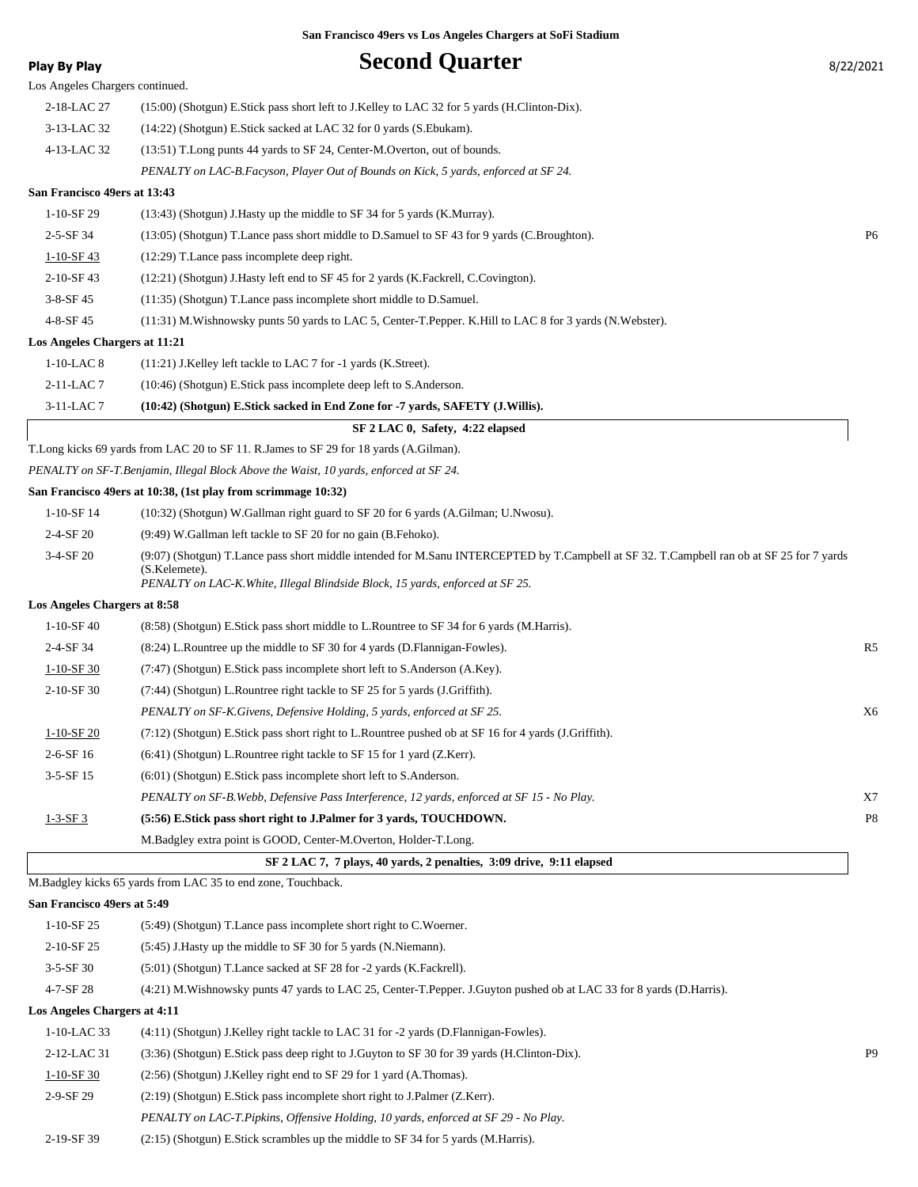**San Francisco 49ers vs Los Angeles Chargers at SoFi Stadium**

**Play By Play**

# Second Quarter

8/22/2021

Los Angeles Chargers continued.

| Down | Play | |
|---|---|---|
| 2-18-LAC 27 | (15:00) (Shotgun) E.Stick pass short left to J.Kelley to LAC 32 for 5 yards (H.Clinton-Dix). | |
| 3-13-LAC 32 | (14:22) (Shotgun) E.Stick sacked at LAC 32 for 0 yards (S.Ebukam). | |
| 4-13-LAC 32 | (13:51) T.Long punts 44 yards to SF 24, Center-M.Overton, out of bounds. | |
| | *PENALTY on LAC-B.Facyson, Player Out of Bounds on Kick, 5 yards, enforced at SF 24.* | |

**San Francisco 49ers at 13:43**

| Down | Play | |
|---|---|---|
| 1-10-SF 29 | (13:43) (Shotgun) J.Hasty up the middle to SF 34 for 5 yards (K.Murray). | |
| 2-5-SF 34 | (13:05) (Shotgun) T.Lance pass short middle to D.Samuel to SF 43 for 9 yards (C.Broughton). | P6 |
| 1-10-SF 43 | (12:29) T.Lance pass incomplete deep right. | |
| 2-10-SF 43 | (12:21) (Shotgun) J.Hasty left end to SF 45 for 2 yards (K.Fackrell, C.Covington). | |
| 3-8-SF 45 | (11:35) (Shotgun) T.Lance pass incomplete short middle to D.Samuel. | |
| 4-8-SF 45 | (11:31) M.Wishnowsky punts 50 yards to LAC 5, Center-T.Pepper. K.Hill to LAC 8 for 3 yards (N.Webster). | |

**Los Angeles Chargers at 11:21**

| Down | Play | |
|---|---|---|
| 1-10-LAC 8 | (11:21) J.Kelley left tackle to LAC 7 for -1 yards (K.Street). | |
| 2-11-LAC 7 | (10:46) (Shotgun) E.Stick pass incomplete deep left to S.Anderson. | |
| 3-11-LAC 7 | **(10:42) (Shotgun) E.Stick sacked in End Zone for -7 yards, SAFETY (J.Willis).** | |

**SF 2 LAC 0, Safety, 4:22 elapsed**

T.Long kicks 69 yards from LAC 20 to SF 11. R.James to SF 29 for 18 yards (A.Gilman).

*PENALTY on SF-T.Benjamin, Illegal Block Above the Waist, 10 yards, enforced at SF 24.*

**San Francisco 49ers at 10:38, (1st play from scrimmage 10:32)**

| Down | Play | |
|---|---|---|
| 1-10-SF 14 | (10:32) (Shotgun) W.Gallman right guard to SF 20 for 6 yards (A.Gilman; U.Nwosu). | |
| 2-4-SF 20 | (9:49) W.Gallman left tackle to SF 20 for no gain (B.Fehoko). | |
| 3-4-SF 20 | (9:07) (Shotgun) T.Lance pass short middle intended for M.Sanu INTERCEPTED by T.Campbell at SF 32. T.Campbell ran ob at SF 25 for 7 yards (S.Kelemete). *PENALTY on LAC-K.White, Illegal Blindside Block, 15 yards, enforced at SF 25.* | |

**Los Angeles Chargers at 8:58**

| Down | Play | |
|---|---|---|
| 1-10-SF 40 | (8:58) (Shotgun) E.Stick pass short middle to L.Rountree to SF 34 for 6 yards (M.Harris). | |
| 2-4-SF 34 | (8:24) L.Rountree up the middle to SF 30 for 4 yards (D.Flannigan-Fowles). | R5 |
| 1-10-SF 30 | (7:47) (Shotgun) E.Stick pass incomplete short left to S.Anderson (A.Key). | |
| 2-10-SF 30 | (7:44) (Shotgun) L.Rountree right tackle to SF 25 for 5 yards (J.Griffith). | |
| | *PENALTY on SF-K.Givens, Defensive Holding, 5 yards, enforced at SF 25.* | X6 |
| 1-10-SF 20 | (7:12) (Shotgun) E.Stick pass short right to L.Rountree pushed ob at SF 16 for 4 yards (J.Griffith). | |
| 2-6-SF 16 | (6:41) (Shotgun) L.Rountree right tackle to SF 15 for 1 yard (Z.Kerr). | |
| 3-5-SF 15 | (6:01) (Shotgun) E.Stick pass incomplete short left to S.Anderson. | |
| | *PENALTY on SF-B.Webb, Defensive Pass Interference, 12 yards, enforced at SF 15 - No Play.* | X7 |
| 1-3-SF 3 | **(5:56) E.Stick pass short right to J.Palmer for 3 yards, TOUCHDOWN.** | P8 |
| | M.Badgley extra point is GOOD, Center-M.Overton, Holder-T.Long. | |

**SF 2 LAC 7, 7 plays, 40 yards, 2 penalties, 3:09 drive, 9:11 elapsed**

M.Badgley kicks 65 yards from LAC 35 to end zone, Touchback.

**San Francisco 49ers at 5:49**

| Down | Play | |
|---|---|---|
| 1-10-SF 25 | (5:49) (Shotgun) T.Lance pass incomplete short right to C.Woerner. | |
| 2-10-SF 25 | (5:45) J.Hasty up the middle to SF 30 for 5 yards (N.Niemann). | |
| 3-5-SF 30 | (5:01) (Shotgun) T.Lance sacked at SF 28 for -2 yards (K.Fackrell). | |
| 4-7-SF 28 | (4:21) M.Wishnowsky punts 47 yards to LAC 25, Center-T.Pepper. J.Guyton pushed ob at LAC 33 for 8 yards (D.Harris). | |

**Los Angeles Chargers at 4:11**

| Down | Play | |
|---|---|---|
| 1-10-LAC 33 | (4:11) (Shotgun) J.Kelley right tackle to LAC 31 for -2 yards (D.Flannigan-Fowles). | |
| 2-12-LAC 31 | (3:36) (Shotgun) E.Stick pass deep right to J.Guyton to SF 30 for 39 yards (H.Clinton-Dix). | P9 |
| 1-10-SF 30 | (2:56) (Shotgun) J.Kelley right end to SF 29 for 1 yard (A.Thomas). | |
| 2-9-SF 29 | (2:19) (Shotgun) E.Stick pass incomplete short right to J.Palmer (Z.Kerr). | |
| | *PENALTY on LAC-T.Pipkins, Offensive Holding, 10 yards, enforced at SF 29 - No Play.* | |
| 2-19-SF 39 | (2:15) (Shotgun) E.Stick scrambles up the middle to SF 34 for 5 yards (M.Harris). | |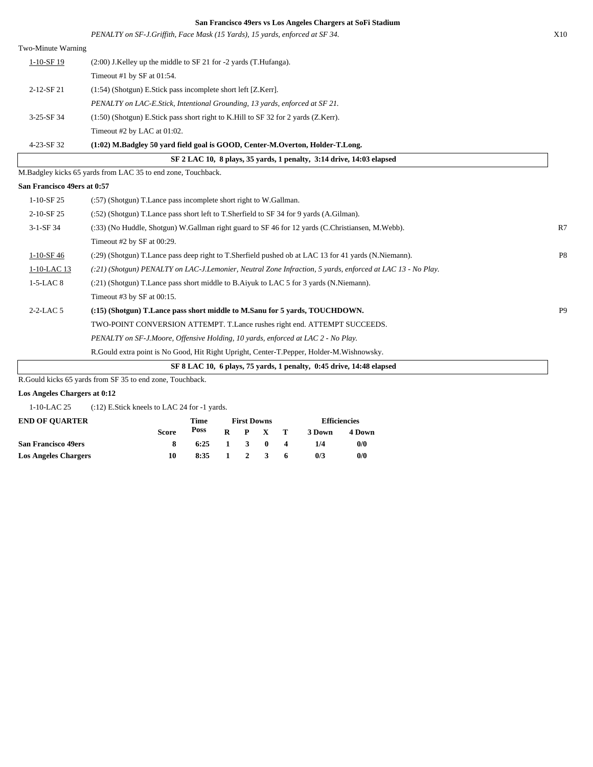**San Francisco 49ers vs Los Angeles Chargers at SoFi Stadium**

| | | |
|---|---|---|
| | *PENALTY on SF-J.Griffith, Face Mask (15 Yards), 15 yards, enforced at SF 34.* | X10 |
| Two-Minute Warning | | |
| 1-10-SF 19 | (2:00) J.Kelley up the middle to SF 21 for -2 yards (T.Hufanga). | |
| | Timeout #1 by SF at 01:54. | |
| 2-12-SF 21 | (1:54) (Shotgun) E.Stick pass incomplete short left [Z.Kerr]. | |
| | *PENALTY on LAC-E.Stick, Intentional Grounding, 13 yards, enforced at SF 21.* | |
| 3-25-SF 34 | (1:50) (Shotgun) E.Stick pass short right to K.Hill to SF 32 for 2 yards (Z.Kerr). | |
| | Timeout #2 by LAC at 01:02. | |
| 4-23-SF 32 | **(1:02) M.Badgley 50 yard field goal is GOOD, Center-M.Overton, Holder-T.Long.** | |

**SF 2 LAC 10, 8 plays, 35 yards, 1 penalty, 3:14 drive, 14:03 elapsed**

M.Badgley kicks 65 yards from LAC 35 to end zone, Touchback.

**San Francisco 49ers at 0:57**

| | | |
|---|---|---|
| 1-10-SF 25 | (:57) (Shotgun) T.Lance pass incomplete short right to W.Gallman. | |
| 2-10-SF 25 | (:52) (Shotgun) T.Lance pass short left to T.Sherfield to SF 34 for 9 yards (A.Gilman). | |
| 3-1-SF 34 | (:33) (No Huddle, Shotgun) W.Gallman right guard to SF 46 for 12 yards (C.Christiansen, M.Webb). | R7 |
| | Timeout #2 by SF at 00:29. | |
| 1-10-SF 46 | (:29) (Shotgun) T.Lance pass deep right to T.Sherfield pushed ob at LAC 13 for 41 yards (N.Niemann). | P8 |
| 1-10-LAC 13 | *(:21) (Shotgun) PENALTY on LAC-J.Lemonier, Neutral Zone Infraction, 5 yards, enforced at LAC 13 - No Play.* | |
| 1-5-LAC 8 | (:21) (Shotgun) T.Lance pass short middle to B.Aiyuk to LAC 5 for 3 yards (N.Niemann). | |
| | Timeout #3 by SF at 00:15. | |
| 2-2-LAC 5 | **(:15) (Shotgun) T.Lance pass short middle to M.Sanu for 5 yards, TOUCHDOWN.** | P9 |
| | TWO-POINT CONVERSION ATTEMPT. T.Lance rushes right end. ATTEMPT SUCCEEDS. | |
| | *PENALTY on SF-J.Moore, Offensive Holding, 10 yards, enforced at LAC 2 - No Play.* | |
| | R.Gould extra point is No Good, Hit Right Upright, Center-T.Pepper, Holder-M.Wishnowsky. | |

**SF 8 LAC 10, 6 plays, 75 yards, 1 penalty, 0:45 drive, 14:48 elapsed**

R.Gould kicks 65 yards from SF 35 to end zone, Touchback.

**Los Angeles Chargers at 0:12**

| | |
|---|---|
| 1-10-LAC 25 | (:12) E.Stick kneels to LAC 24 for -1 yards. |

| END OF QUARTER | Score | Time Poss | First Downs R | P | X | T | Efficiencies 3 Down | 4 Down |
|---|---|---|---|---|---|---|---|---|
| **San Francisco 49ers** | 8 | 6:25 | 1 | 3 | 0 | 4 | 1/4 | 0/0 |
| **Los Angeles Chargers** | 10 | 8:35 | 1 | 2 | 3 | 6 | 0/3 | 0/0 |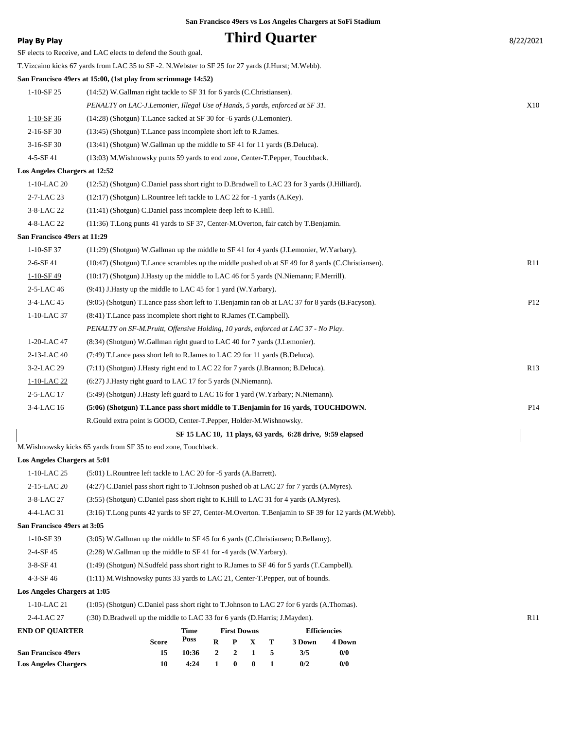San Francisco 49ers vs Los Angeles Chargers at SoFi Stadium

**Play By Play**

# Third Quarter

8/22/2021

SF elects to Receive, and LAC elects to defend the South goal.

T.Vizcaino kicks 67 yards from LAC 35 to SF -2. N.Webster to SF 25 for 27 yards (J.Hurst; M.Webb).

**San Francisco 49ers at 15:00, (1st play from scrimmage 14:52)**

| | | |
|---|---|---|
| 1-10-SF 25 | (14:52) W.Gallman right tackle to SF 31 for 6 yards (C.Christiansen). | |
| | *PENALTY on LAC-J.Lemonier, Illegal Use of Hands, 5 yards, enforced at SF 31.* | X10 |
| 1-10-SF 36 | (14:28) (Shotgun) T.Lance sacked at SF 30 for -6 yards (J.Lemonier). | |
| 2-16-SF 30 | (13:45) (Shotgun) T.Lance pass incomplete short left to R.James. | |
| 3-16-SF 30 | (13:41) (Shotgun) W.Gallman up the middle to SF 41 for 11 yards (B.Deluca). | |
| 4-5-SF 41 | (13:03) M.Wishnowsky punts 59 yards to end zone, Center-T.Pepper, Touchback. | |

**Los Angeles Chargers at 12:52**

| | | |
|---|---|---|
| 1-10-LAC 20 | (12:52) (Shotgun) C.Daniel pass short right to D.Bradwell to LAC 23 for 3 yards (J.Hilliard). | |
| 2-7-LAC 23 | (12:17) (Shotgun) L.Rountree left tackle to LAC 22 for -1 yards (A.Key). | |
| 3-8-LAC 22 | (11:41) (Shotgun) C.Daniel pass incomplete deep left to K.Hill. | |
| 4-8-LAC 22 | (11:36) T.Long punts 41 yards to SF 37, Center-M.Overton, fair catch by T.Benjamin. | |

**San Francisco 49ers at 11:29**

| | | |
|---|---|---|
| 1-10-SF 37 | (11:29) (Shotgun) W.Gallman up the middle to SF 41 for 4 yards (J.Lemonier, W.Yarbary). | |
| 2-6-SF 41 | (10:47) (Shotgun) T.Lance scrambles up the middle pushed ob at SF 49 for 8 yards (C.Christiansen). | R11 |
| 1-10-SF 49 | (10:17) (Shotgun) J.Hasty up the middle to LAC 46 for 5 yards (N.Niemann; F.Merrill). | |
| 2-5-LAC 46 | (9:41) J.Hasty up the middle to LAC 45 for 1 yard (W.Yarbary). | |
| 3-4-LAC 45 | (9:05) (Shotgun) T.Lance pass short left to T.Benjamin ran ob at LAC 37 for 8 yards (B.Facyson). | P12 |
| 1-10-LAC 37 | (8:41) T.Lance pass incomplete short right to R.James (T.Campbell). | |
| | *PENALTY on SF-M.Pruitt, Offensive Holding, 10 yards, enforced at LAC 37 - No Play.* | |
| 1-20-LAC 47 | (8:34) (Shotgun) W.Gallman right guard to LAC 40 for 7 yards (J.Lemonier). | |
| 2-13-LAC 40 | (7:49) T.Lance pass short left to R.James to LAC 29 for 11 yards (B.Deluca). | |
| 3-2-LAC 29 | (7:11) (Shotgun) J.Hasty right end to LAC 22 for 7 yards (J.Brannon; B.Deluca). | R13 |
| 1-10-LAC 22 | (6:27) J.Hasty right guard to LAC 17 for 5 yards (N.Niemann). | |
| 2-5-LAC 17 | (5:49) (Shotgun) J.Hasty left guard to LAC 16 for 1 yard (W.Yarbary; N.Niemann). | |
| 3-4-LAC 16 | **(5:06) (Shotgun) T.Lance pass short middle to T.Benjamin for 16 yards, TOUCHDOWN.** | P14 |
| | R.Gould extra point is GOOD, Center-T.Pepper, Holder-M.Wishnowsky. | |

**SF 15 LAC 10, 11 plays, 63 yards, 6:28 drive, 9:59 elapsed**

M.Wishnowsky kicks 65 yards from SF 35 to end zone, Touchback.

**Los Angeles Chargers at 5:01**

| | | |
|---|---|---|
| 1-10-LAC 25 | (5:01) L.Rountree left tackle to LAC 20 for -5 yards (A.Barrett). | |
| 2-15-LAC 20 | (4:27) C.Daniel pass short right to T.Johnson pushed ob at LAC 27 for 7 yards (A.Myres). | |
| 3-8-LAC 27 | (3:55) (Shotgun) C.Daniel pass short right to K.Hill to LAC 31 for 4 yards (A.Myres). | |
| 4-4-LAC 31 | (3:16) T.Long punts 42 yards to SF 27, Center-M.Overton. T.Benjamin to SF 39 for 12 yards (M.Webb). | |

**San Francisco 49ers at 3:05**

| | | |
|---|---|---|
| 1-10-SF 39 | (3:05) W.Gallman up the middle to SF 45 for 6 yards (C.Christiansen; D.Bellamy). | |
| 2-4-SF 45 | (2:28) W.Gallman up the middle to SF 41 for -4 yards (W.Yarbary). | |
| 3-8-SF 41 | (1:49) (Shotgun) N.Sudfeld pass short right to R.James to SF 46 for 5 yards (T.Campbell). | |
| 4-3-SF 46 | (1:11) M.Wishnowsky punts 33 yards to LAC 21, Center-T.Pepper, out of bounds. | |

**Los Angeles Chargers at 1:05**

| | | |
|---|---|---|
| 1-10-LAC 21 | (1:05) (Shotgun) C.Daniel pass short right to T.Johnson to LAC 27 for 6 yards (A.Thomas). | |
| 2-4-LAC 27 | (:30) D.Bradwell up the middle to LAC 33 for 6 yards (D.Harris; J.Mayden). | R11 |

| END OF QUARTER | Score | Time Poss | First Downs R | P | X | T | Efficiencies 3 Down | 4 Down |
|---|---|---|---|---|---|---|---|---|
| San Francisco 49ers | 15 | 10:36 | 2 | 2 | 1 | 5 | 3/5 | 0/0 |
| Los Angeles Chargers | 10 | 4:24 | 1 | 0 | 0 | 1 | 0/2 | 0/0 |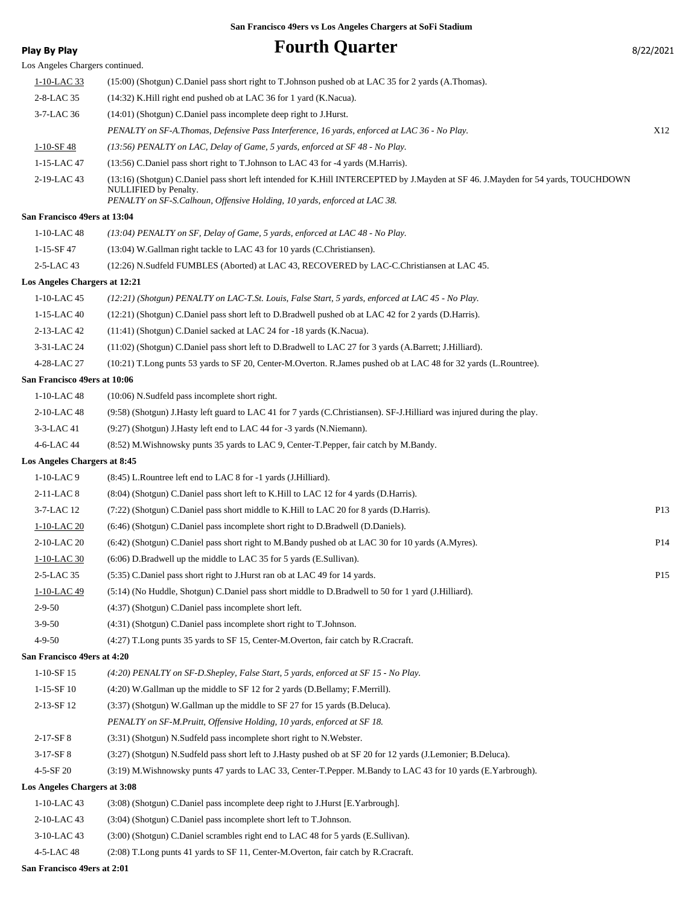San Francisco 49ers vs Los Angeles Chargers at SoFi Stadium

**Play By Play**

# Fourth Quarter

8/22/2021

Los Angeles Chargers continued.

| Down | Play | |
|---|---|---|
| 1-10-LAC 33 | (15:00) (Shotgun) C.Daniel pass short right to T.Johnson pushed ob at LAC 35 for 2 yards (A.Thomas). | |
| 2-8-LAC 35 | (14:32) K.Hill right end pushed ob at LAC 36 for 1 yard (K.Nacua). | |
| 3-7-LAC 36 | (14:01) (Shotgun) C.Daniel pass incomplete deep right to J.Hurst. | |
| | *PENALTY on SF-A.Thomas, Defensive Pass Interference, 16 yards, enforced at LAC 36 - No Play.* | X12 |
| 1-10-SF 48 | *(13:56) PENALTY on LAC, Delay of Game, 5 yards, enforced at SF 48 - No Play.* | |
| 1-15-LAC 47 | (13:56) C.Daniel pass short right to T.Johnson to LAC 43 for -4 yards (M.Harris). | |
| 2-19-LAC 43 | (13:16) (Shotgun) C.Daniel pass short left intended for K.Hill INTERCEPTED by J.Mayden at SF 46. J.Mayden for 54 yards, TOUCHDOWN NULLIFIED by Penalty. *PENALTY on SF-S.Calhoun, Offensive Holding, 10 yards, enforced at LAC 38.* | |

**San Francisco 49ers at 13:04**

| Down | Play | |
|---|---|---|
| 1-10-LAC 48 | *(13:04) PENALTY on SF, Delay of Game, 5 yards, enforced at LAC 48 - No Play.* | |
| 1-15-SF 47 | (13:04) W.Gallman right tackle to LAC 43 for 10 yards (C.Christiansen). | |
| 2-5-LAC 43 | (12:26) N.Sudfeld FUMBLES (Aborted) at LAC 43, RECOVERED by LAC-C.Christiansen at LAC 45. | |

**Los Angeles Chargers at 12:21**

| Down | Play | |
|---|---|---|
| 1-10-LAC 45 | *(12:21) (Shotgun) PENALTY on LAC-T.St. Louis, False Start, 5 yards, enforced at LAC 45 - No Play.* | |
| 1-15-LAC 40 | (12:21) (Shotgun) C.Daniel pass short left to D.Bradwell pushed ob at LAC 42 for 2 yards (D.Harris). | |
| 2-13-LAC 42 | (11:41) (Shotgun) C.Daniel sacked at LAC 24 for -18 yards (K.Nacua). | |
| 3-31-LAC 24 | (11:02) (Shotgun) C.Daniel pass short left to D.Bradwell to LAC 27 for 3 yards (A.Barrett; J.Hilliard). | |
| 4-28-LAC 27 | (10:21) T.Long punts 53 yards to SF 20, Center-M.Overton. R.James pushed ob at LAC 48 for 32 yards (L.Rountree). | |

**San Francisco 49ers at 10:06**

| Down | Play | |
|---|---|---|
| 1-10-LAC 48 | (10:06) N.Sudfeld pass incomplete short right. | |
| 2-10-LAC 48 | (9:58) (Shotgun) J.Hasty left guard to LAC 41 for 7 yards (C.Christiansen). SF-J.Hilliard was injured during the play. | |
| 3-3-LAC 41 | (9:27) (Shotgun) J.Hasty left end to LAC 44 for -3 yards (N.Niemann). | |
| 4-6-LAC 44 | (8:52) M.Wishnowsky punts 35 yards to LAC 9, Center-T.Pepper, fair catch by M.Bandy. | |

**Los Angeles Chargers at 8:45**

| Down | Play | |
|---|---|---|
| 1-10-LAC 9 | (8:45) L.Rountree left end to LAC 8 for -1 yards (J.Hilliard). | |
| 2-11-LAC 8 | (8:04) (Shotgun) C.Daniel pass short left to K.Hill to LAC 12 for 4 yards (D.Harris). | |
| 3-7-LAC 12 | (7:22) (Shotgun) C.Daniel pass short middle to K.Hill to LAC 20 for 8 yards (D.Harris). | P13 |
| 1-10-LAC 20 | (6:46) (Shotgun) C.Daniel pass incomplete short right to D.Bradwell (D.Daniels). | |
| 2-10-LAC 20 | (6:42) (Shotgun) C.Daniel pass short right to M.Bandy pushed ob at LAC 30 for 10 yards (A.Myres). | P14 |
| 1-10-LAC 30 | (6:06) D.Bradwell up the middle to LAC 35 for 5 yards (E.Sullivan). | |
| 2-5-LAC 35 | (5:35) C.Daniel pass short right to J.Hurst ran ob at LAC 49 for 14 yards. | P15 |
| 1-10-LAC 49 | (5:14) (No Huddle, Shotgun) C.Daniel pass short middle to D.Bradwell to 50 for 1 yard (J.Hilliard). | |
| 2-9-50 | (4:37) (Shotgun) C.Daniel pass incomplete short left. | |
| 3-9-50 | (4:31) (Shotgun) C.Daniel pass incomplete short right to T.Johnson. | |
| 4-9-50 | (4:27) T.Long punts 35 yards to SF 15, Center-M.Overton, fair catch by R.Cracraft. | |

**San Francisco 49ers at 4:20**

| Down | Play | |
|---|---|---|
| 1-10-SF 15 | *(4:20) PENALTY on SF-D.Shepley, False Start, 5 yards, enforced at SF 15 - No Play.* | |
| 1-15-SF 10 | (4:20) W.Gallman up the middle to SF 12 for 2 yards (D.Bellamy; F.Merrill). | |
| 2-13-SF 12 | (3:37) (Shotgun) W.Gallman up the middle to SF 27 for 15 yards (B.Deluca). | |
| | *PENALTY on SF-M.Pruitt, Offensive Holding, 10 yards, enforced at SF 18.* | |
| 2-17-SF 8 | (3:31) (Shotgun) N.Sudfeld pass incomplete short right to N.Webster. | |
| 3-17-SF 8 | (3:27) (Shotgun) N.Sudfeld pass short left to J.Hasty pushed ob at SF 20 for 12 yards (J.Lemonier; B.Deluca). | |
| 4-5-SF 20 | (3:19) M.Wishnowsky punts 47 yards to LAC 33, Center-T.Pepper. M.Bandy to LAC 43 for 10 yards (E.Yarbrough). | |

**Los Angeles Chargers at 3:08**

| Down | Play | |
|---|---|---|
| 1-10-LAC 43 | (3:08) (Shotgun) C.Daniel pass incomplete deep right to J.Hurst [E.Yarbrough]. | |
| 2-10-LAC 43 | (3:04) (Shotgun) C.Daniel pass incomplete short left to T.Johnson. | |
| 3-10-LAC 43 | (3:00) (Shotgun) C.Daniel scrambles right end to LAC 48 for 5 yards (E.Sullivan). | |
| 4-5-LAC 48 | (2:08) T.Long punts 41 yards to SF 11, Center-M.Overton, fair catch by R.Cracraft. | |

**San Francisco 49ers at 2:01**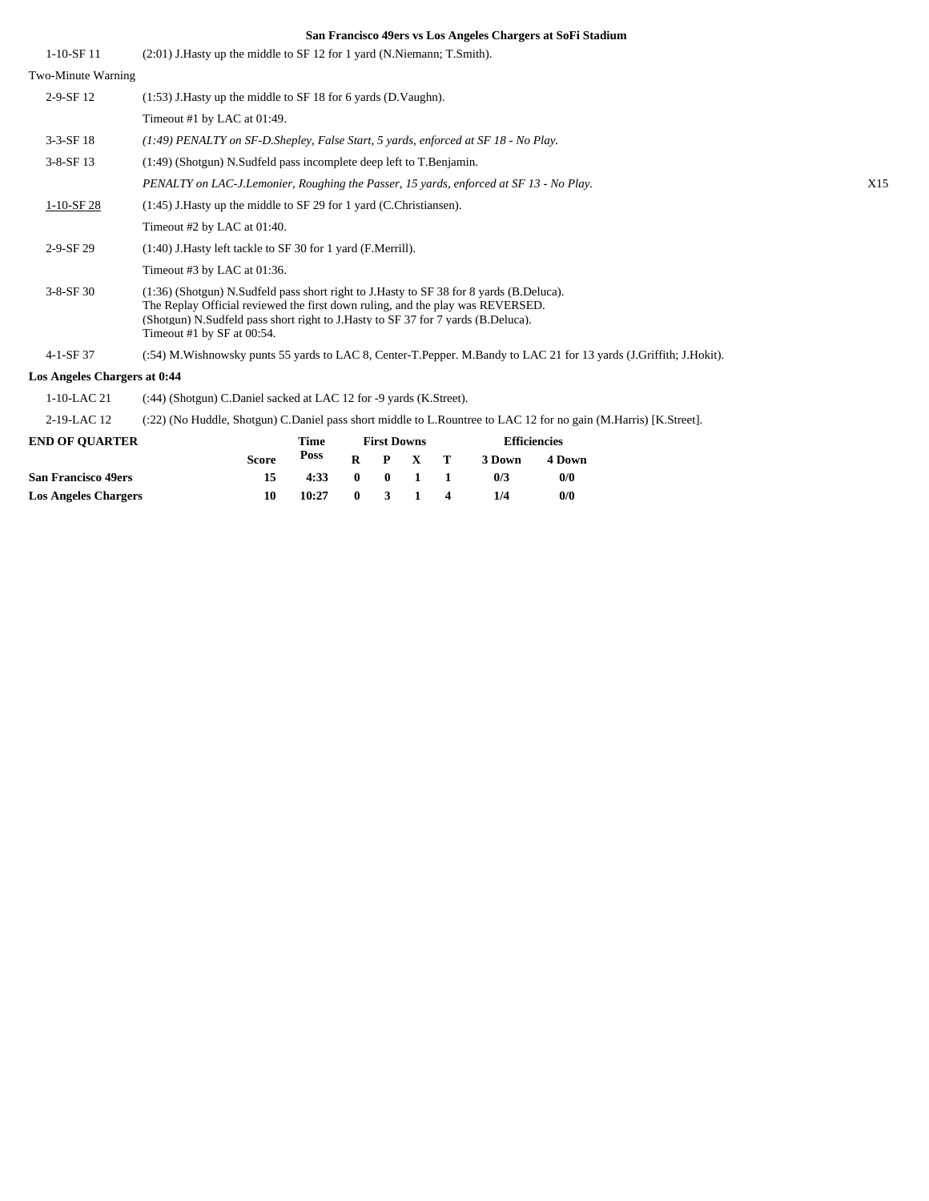## San Francisco 49ers vs Los Angeles Chargers at SoFi Stadium

| | | |
|---|---|---|
| 1-10-SF 11 | (2:01) J.Hasty up the middle to SF 12 for 1 yard (N.Niemann; T.Smith). | |
| Two-Minute Warning | | |
| 2-9-SF 12 | (1:53) J.Hasty up the middle to SF 18 for 6 yards (D.Vaughn). | |
| | Timeout #1 by LAC at 01:49. | |
| 3-3-SF 18 | *(1:49) PENALTY on SF-D.Shepley, False Start, 5 yards, enforced at SF 18 - No Play.* | |
| 3-8-SF 13 | (1:49) (Shotgun) N.Sudfeld pass incomplete deep left to T.Benjamin. | |
| | *PENALTY on LAC-J.Lemonier, Roughing the Passer, 15 yards, enforced at SF 13 - No Play.* | X15 |
| 1-10-SF 28 | (1:45) J.Hasty up the middle to SF 29 for 1 yard (C.Christiansen). | |
| | Timeout #2 by LAC at 01:40. | |
| 2-9-SF 29 | (1:40) J.Hasty left tackle to SF 30 for 1 yard (F.Merrill). | |
| | Timeout #3 by LAC at 01:36. | |
| 3-8-SF 30 | (1:36) (Shotgun) N.Sudfeld pass short right to J.Hasty to SF 38 for 8 yards (B.Deluca). The Replay Official reviewed the first down ruling, and the play was REVERSED. (Shotgun) N.Sudfeld pass short right to J.Hasty to SF 37 for 7 yards (B.Deluca). Timeout #1 by SF at 00:54. | |
| 4-1-SF 37 | (:54) M.Wishnowsky punts 55 yards to LAC 8, Center-T.Pepper. M.Bandy to LAC 21 for 13 yards (J.Griffith; J.Hokit). | |

**Los Angeles Chargers at 0:44**

| | |
|---|---|
| 1-10-LAC 21 | (:44) (Shotgun) C.Daniel sacked at LAC 12 for -9 yards (K.Street). |
| 2-19-LAC 12 | (:22) (No Huddle, Shotgun) C.Daniel pass short middle to L.Rountree to LAC 12 for no gain (M.Harris) [K.Street]. |

| END OF QUARTER | Score | Time Poss | First Downs R | P | X | T | Efficiencies 3 Down | 4 Down |
|---|---|---|---|---|---|---|---|---|
| **San Francisco 49ers** | 15 | 4:33 | 0 | 0 | 1 | 1 | 0/3 | 0/0 |
| **Los Angeles Chargers** | 10 | 10:27 | 0 | 3 | 1 | 4 | 1/4 | 0/0 |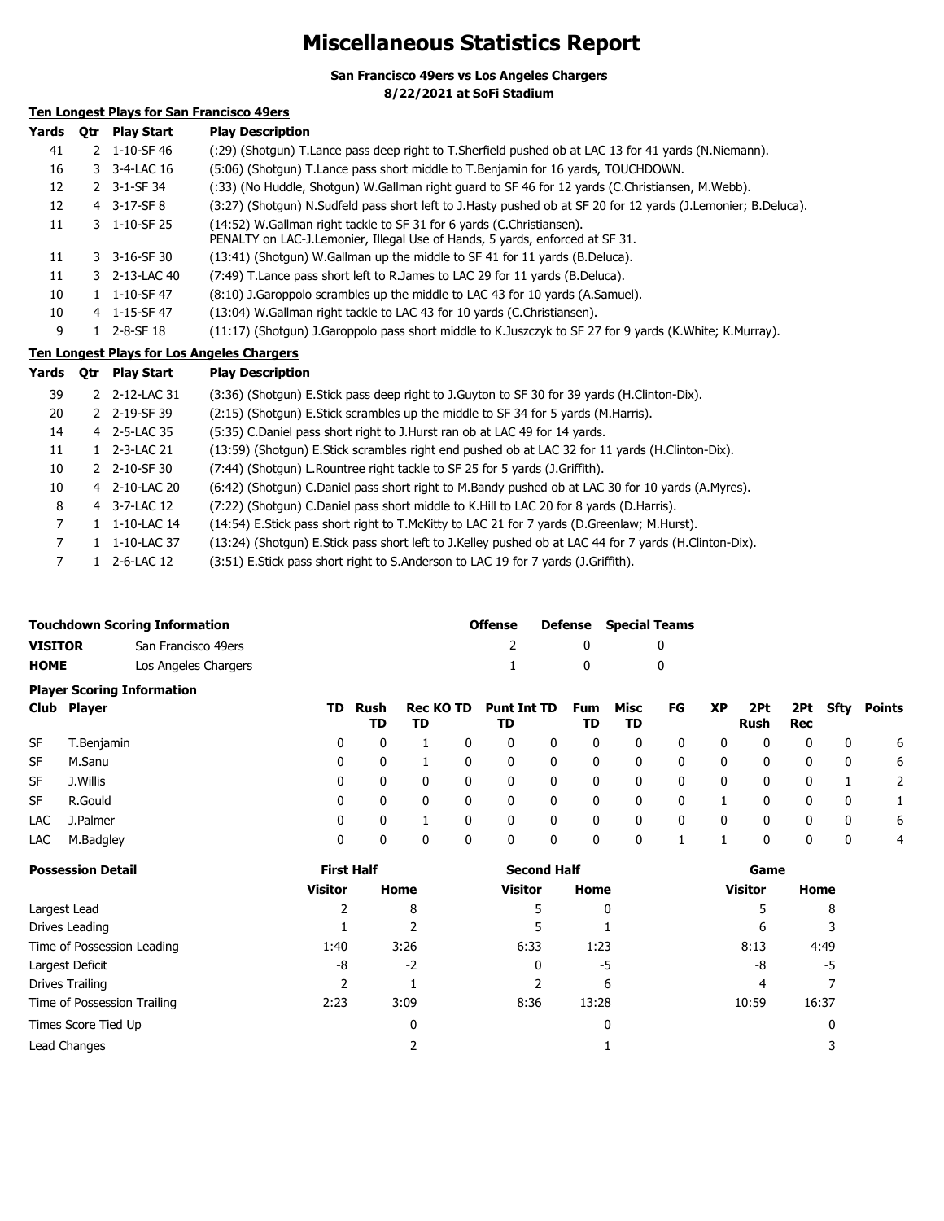# Miscellaneous Statistics Report

**San Francisco 49ers vs Los Angeles Chargers**
**8/22/2021 at SoFi Stadium**

## Ten Longest Plays for San Francisco 49ers

| Yards | Qtr | Play Start | Play Description |
|---|---|---|---|
| 41 | 2 | 1-10-SF 46 | (:29) (Shotgun) T.Lance pass deep right to T.Sherfield pushed ob at LAC 13 for 41 yards (N.Niemann). |
| 16 | 3 | 3-4-LAC 16 | (5:06) (Shotgun) T.Lance pass short middle to T.Benjamin for 16 yards, TOUCHDOWN. |
| 12 | 2 | 3-1-SF 34 | (:33) (No Huddle, Shotgun) W.Gallman right guard to SF 46 for 12 yards (C.Christiansen, M.Webb). |
| 12 | 4 | 3-17-SF 8 | (3:27) (Shotgun) N.Sudfeld pass short left to J.Hasty pushed ob at SF 20 for 12 yards (J.Lemonier; B.Deluca). |
| 11 | 3 | 1-10-SF 25 | (14:52) W.Gallman right tackle to SF 31 for 6 yards (C.Christiansen). PENALTY on LAC-J.Lemonier, Illegal Use of Hands, 5 yards, enforced at SF 31. |
| 11 | 3 | 3-16-SF 30 | (13:41) (Shotgun) W.Gallman up the middle to SF 41 for 11 yards (B.Deluca). |
| 11 | 3 | 2-13-LAC 40 | (7:49) T.Lance pass short left to R.James to LAC 29 for 11 yards (B.Deluca). |
| 10 | 1 | 1-10-SF 47 | (8:10) J.Garoppolo scrambles up the middle to LAC 43 for 10 yards (A.Samuel). |
| 10 | 4 | 1-15-SF 47 | (13:04) W.Gallman right tackle to LAC 43 for 10 yards (C.Christiansen). |
| 9 | 1 | 2-8-SF 18 | (11:17) (Shotgun) J.Garoppolo pass short middle to K.Juszczyk to SF 27 for 9 yards (K.White; K.Murray). |

## Ten Longest Plays for Los Angeles Chargers

| Yards | Qtr | Play Start | Play Description |
|---|---|---|---|
| 39 | 2 | 2-12-LAC 31 | (3:36) (Shotgun) E.Stick pass deep right to J.Guyton to SF 30 for 39 yards (H.Clinton-Dix). |
| 20 | 2 | 2-19-SF 39 | (2:15) (Shotgun) E.Stick scrambles up the middle to SF 34 for 5 yards (M.Harris). |
| 14 | 4 | 2-5-LAC 35 | (5:35) C.Daniel pass short right to J.Hurst ran ob at LAC 49 for 14 yards. |
| 11 | 1 | 2-3-LAC 21 | (13:59) (Shotgun) E.Stick scrambles right end pushed ob at LAC 32 for 11 yards (H.Clinton-Dix). |
| 10 | 2 | 2-10-SF 30 | (7:44) (Shotgun) L.Rountree right tackle to SF 25 for 5 yards (J.Griffith). |
| 10 | 4 | 2-10-LAC 20 | (6:42) (Shotgun) C.Daniel pass short right to M.Bandy pushed ob at LAC 30 for 10 yards (A.Myres). |
| 8 | 4 | 3-7-LAC 12 | (7:22) (Shotgun) C.Daniel pass short middle to K.Hill to LAC 20 for 8 yards (D.Harris). |
| 7 | 1 | 1-10-LAC 14 | (14:54) E.Stick pass short right to T.McKitty to LAC 21 for 7 yards (D.Greenlaw; M.Hurst). |
| 7 | 1 | 1-10-LAC 37 | (13:24) (Shotgun) E.Stick pass short left to J.Kelley pushed ob at LAC 44 for 7 yards (H.Clinton-Dix). |
| 7 | 1 | 2-6-LAC 12 | (3:51) E.Stick pass short right to S.Anderson to LAC 19 for 7 yards (J.Griffith). |

## Touchdown Scoring Information

| | | Offense | Defense | Special Teams |
|---|---|---|---|---|
| **VISITOR** | San Francisco 49ers | 2 | 0 | 0 |
| **HOME** | Los Angeles Chargers | 1 | 0 | 0 |

## Player Scoring Information

| Club | Player | TD | Rush TD | Rec TD | KO TD | Punt TD | Int TD | Fum TD | Misc TD | FG | XP | 2Pt Rush | 2Pt Rec | Sfty | Points |
|---|---|---|---|---|---|---|---|---|---|---|---|---|---|---|---|
| SF | T.Benjamin | 0 | 0 | 1 | 0 | 0 | 0 | 0 | 0 | 0 | 0 | 0 | 0 | 0 | 6 |
| SF | M.Sanu | 0 | 0 | 1 | 0 | 0 | 0 | 0 | 0 | 0 | 0 | 0 | 0 | 0 | 6 |
| SF | J.Willis | 0 | 0 | 0 | 0 | 0 | 0 | 0 | 0 | 0 | 0 | 0 | 0 | 1 | 2 |
| SF | R.Gould | 0 | 0 | 0 | 0 | 0 | 0 | 0 | 0 | 0 | 1 | 0 | 0 | 0 | 1 |
| LAC | J.Palmer | 0 | 0 | 1 | 0 | 0 | 0 | 0 | 0 | 0 | 0 | 0 | 0 | 0 | 6 |
| LAC | M.Badgley | 0 | 0 | 0 | 0 | 0 | 0 | 0 | 0 | 1 | 1 | 0 | 0 | 0 | 4 |

## Possession Detail

| | First Half | | Second Half | | Game | |
|---|---|---|---|---|---|---|
| | Visitor | Home | Visitor | Home | Visitor | Home |
| Largest Lead | 2 | 8 | 5 | 0 | 5 | 8 |
| Drives Leading | 1 | 2 | 5 | 1 | 6 | 3 |
| Time of Possession Leading | 1:40 | 3:26 | 6:33 | 1:23 | 8:13 | 4:49 |
| Largest Deficit | -8 | -2 | 0 | -5 | -8 | -5 |
| Drives Trailing | 2 | 1 | 2 | 6 | 4 | 7 |
| Time of Possession Trailing | 2:23 | 3:09 | 8:36 | 13:28 | 10:59 | 16:37 |
| Times Score Tied Up | | 0 | | 0 | | 0 |
| Lead Changes | | 2 | | 1 | | 3 |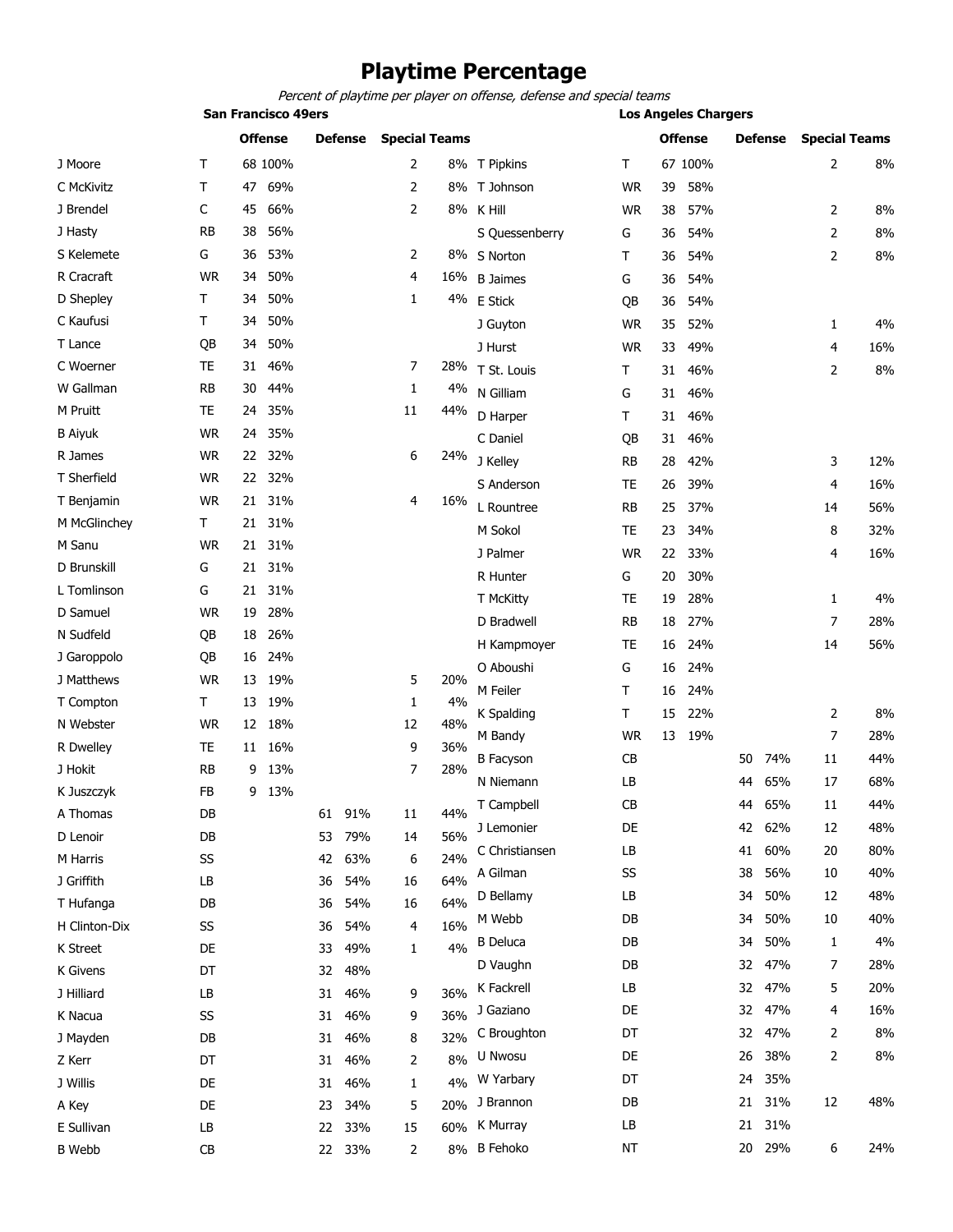# Playtime Percentage

*Percent of playtime per player on offense, defense and special teams*

## San Francisco 49ers

| Player | Pos | Offense | | Defense | | Special Teams | |
|---|---|---|---|---|---|---|---|
| J Moore | T | 68 | 100% | | | 2 | 8% |
| C McKivitz | T | 47 | 69% | | | 2 | 8% |
| J Brendel | C | 45 | 66% | | | 2 | 8% |
| J Hasty | RB | 38 | 56% | | | | |
| S Kelemete | G | 36 | 53% | | | 2 | 8% |
| R Cracraft | WR | 34 | 50% | | | 4 | 16% |
| D Shepley | T | 34 | 50% | | | 1 | 4% |
| C Kaufusi | T | 34 | 50% | | | | |
| T Lance | QB | 34 | 50% | | | | |
| C Woerner | TE | 31 | 46% | | | 7 | 28% |
| W Gallman | RB | 30 | 44% | | | 1 | 4% |
| M Pruitt | TE | 24 | 35% | | | 11 | 44% |
| B Aiyuk | WR | 24 | 35% | | | | |
| R James | WR | 22 | 32% | | | 6 | 24% |
| T Sherfield | WR | 22 | 32% | | | | |
| T Benjamin | WR | 21 | 31% | | | 4 | 16% |
| M McGlinchey | T | 21 | 31% | | | | |
| M Sanu | WR | 21 | 31% | | | | |
| D Brunskill | G | 21 | 31% | | | | |
| L Tomlinson | G | 21 | 31% | | | | |
| D Samuel | WR | 19 | 28% | | | | |
| N Sudfeld | QB | 18 | 26% | | | | |
| J Garoppolo | QB | 16 | 24% | | | | |
| J Matthews | WR | 13 | 19% | | | 5 | 20% |
| T Compton | T | 13 | 19% | | | 1 | 4% |
| N Webster | WR | 12 | 18% | | | 12 | 48% |
| R Dwelley | TE | 11 | 16% | | | 9 | 36% |
| J Hokit | RB | 9 | 13% | | | 7 | 28% |
| K Juszczyk | FB | 9 | 13% | | | | |
| A Thomas | DB | | | 61 | 91% | 11 | 44% |
| D Lenoir | DB | | | 53 | 79% | 14 | 56% |
| M Harris | SS | | | 42 | 63% | 6 | 24% |
| J Griffith | LB | | | 36 | 54% | 16 | 64% |
| T Hufanga | DB | | | 36 | 54% | 16 | 64% |
| H Clinton-Dix | SS | | | 36 | 54% | 4 | 16% |
| K Street | DE | | | 33 | 49% | 1 | 4% |
| K Givens | DT | | | 32 | 48% | | |
| J Hilliard | LB | | | 31 | 46% | 9 | 36% |
| K Nacua | SS | | | 31 | 46% | 9 | 36% |
| J Mayden | DB | | | 31 | 46% | 8 | 32% |
| Z Kerr | DT | | | 31 | 46% | 2 | 8% |
| J Willis | DE | | | 31 | 46% | 1 | 4% |
| A Key | DE | | | 23 | 34% | 5 | 20% |
| E Sullivan | LB | | | 22 | 33% | 15 | 60% |
| B Webb | CB | | | 22 | 33% | 2 | 8% |

## Los Angeles Chargers

| Player | Pos | Offense | | Defense | | Special Teams | |
|---|---|---|---|---|---|---|---|
| T Pipkins | T | 67 | 100% | | | 2 | 8% |
| T Johnson | WR | 39 | 58% | | | | |
| K Hill | WR | 38 | 57% | | | 2 | 8% |
| S Quessenberry | G | 36 | 54% | | | 2 | 8% |
| S Norton | T | 36 | 54% | | | 2 | 8% |
| B Jaimes | G | 36 | 54% | | | | |
| E Stick | QB | 36 | 54% | | | | |
| J Guyton | WR | 35 | 52% | | | 1 | 4% |
| J Hurst | WR | 33 | 49% | | | 4 | 16% |
| T St. Louis | T | 31 | 46% | | | 2 | 8% |
| N Gilliam | G | 31 | 46% | | | | |
| D Harper | T | 31 | 46% | | | | |
| C Daniel | QB | 31 | 46% | | | | |
| J Kelley | RB | 28 | 42% | | | 3 | 12% |
| S Anderson | TE | 26 | 39% | | | 4 | 16% |
| L Rountree | RB | 25 | 37% | | | 14 | 56% |
| M Sokol | TE | 23 | 34% | | | 8 | 32% |
| J Palmer | WR | 22 | 33% | | | 4 | 16% |
| R Hunter | G | 20 | 30% | | | | |
| T McKitty | TE | 19 | 28% | | | 1 | 4% |
| D Bradwell | RB | 18 | 27% | | | 7 | 28% |
| H Kampmoyer | TE | 16 | 24% | | | 14 | 56% |
| O Aboushi | G | 16 | 24% | | | | |
| M Feiler | T | 16 | 24% | | | | |
| K Spalding | T | 15 | 22% | | | 2 | 8% |
| M Bandy | WR | 13 | 19% | | | 7 | 28% |
| B Facyson | CB | | | 50 | 74% | 11 | 44% |
| N Niemann | LB | | | 44 | 65% | 17 | 68% |
| T Campbell | CB | | | 44 | 65% | 11 | 44% |
| J Lemonier | DE | | | 42 | 62% | 12 | 48% |
| C Christiansen | LB | | | 41 | 60% | 20 | 80% |
| A Gilman | SS | | | 38 | 56% | 10 | 40% |
| D Bellamy | LB | | | 34 | 50% | 12 | 48% |
| M Webb | DB | | | 34 | 50% | 10 | 40% |
| B Deluca | DB | | | 34 | 50% | 1 | 4% |
| D Vaughn | DB | | | 32 | 47% | 7 | 28% |
| K Fackrell | LB | | | 32 | 47% | 5 | 20% |
| J Gaziano | DE | | | 32 | 47% | 4 | 16% |
| C Broughton | DT | | | 32 | 47% | 2 | 8% |
| U Nwosu | DE | | | 26 | 38% | 2 | 8% |
| W Yarbary | DT | | | 24 | 35% | | |
| J Brannon | DB | | | 21 | 31% | 12 | 48% |
| K Murray | LB | | | 21 | 31% | | |
| B Fehoko | NT | | | 20 | 29% | 6 | 24% |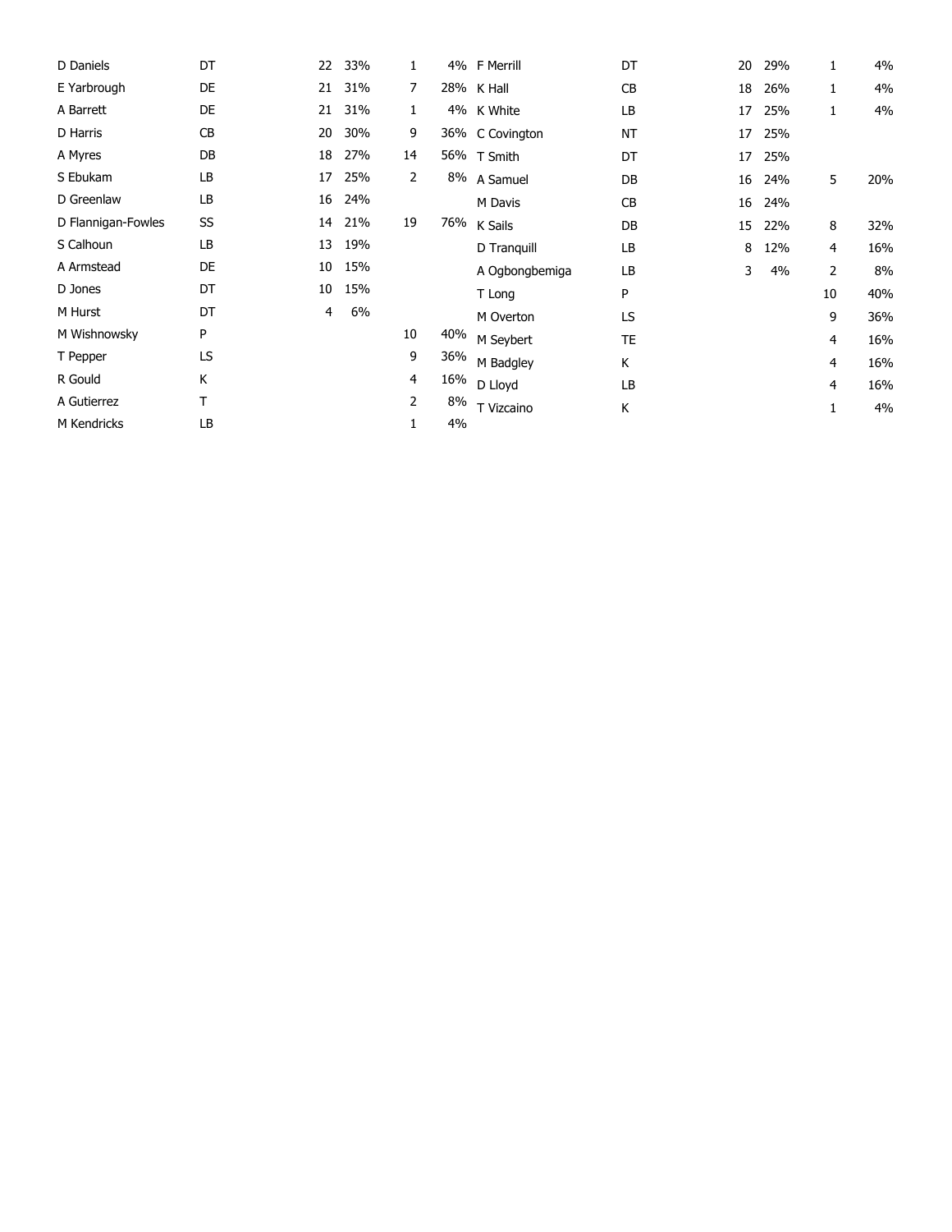| | | | | | |
|---|---|---|---|---|---|
| D Daniels | DT | 22 | 33% | 1 | 4% |
| E Yarbrough | DE | 21 | 31% | 7 | 28% |
| A Barrett | DE | 21 | 31% | 1 | 4% |
| D Harris | CB | 20 | 30% | 9 | 36% |
| A Myres | DB | 18 | 27% | 14 | 56% |
| S Ebukam | LB | 17 | 25% | 2 | 8% |
| D Greenlaw | LB | 16 | 24% | | |
| D Flannigan-Fowles | SS | 14 | 21% | 19 | 76% |
| S Calhoun | LB | 13 | 19% | | |
| A Armstead | DE | 10 | 15% | | |
| D Jones | DT | 10 | 15% | | |
| M Hurst | DT | 4 | 6% | | |
| M Wishnowsky | P | | | 10 | 40% |
| T Pepper | LS | | | 9 | 36% |
| R Gould | K | | | 4 | 16% |
| A Gutierrez | T | | | 2 | 8% |
| M Kendricks | LB | | | 1 | 4% |

| | | | | | |
|---|---|---|---|---|---|
| F Merrill | DT | 20 | 29% | 1 | 4% |
| K Hall | CB | 18 | 26% | 1 | 4% |
| K White | LB | 17 | 25% | 1 | 4% |
| C Covington | NT | 17 | 25% | | |
| T Smith | DT | 17 | 25% | | |
| A Samuel | DB | 16 | 24% | 5 | 20% |
| M Davis | CB | 16 | 24% | | |
| K Sails | DB | 15 | 22% | 8 | 32% |
| D Tranquill | LB | 8 | 12% | 4 | 16% |
| A Ogbongbemiga | LB | 3 | 4% | 2 | 8% |
| T Long | P | | | 10 | 40% |
| M Overton | LS | | | 9 | 36% |
| M Seybert | TE | | | 4 | 16% |
| M Badgley | K | | | 4 | 16% |
| D Lloyd | LB | | | 4 | 16% |
| T Vizcaino | K | | | 1 | 4% |